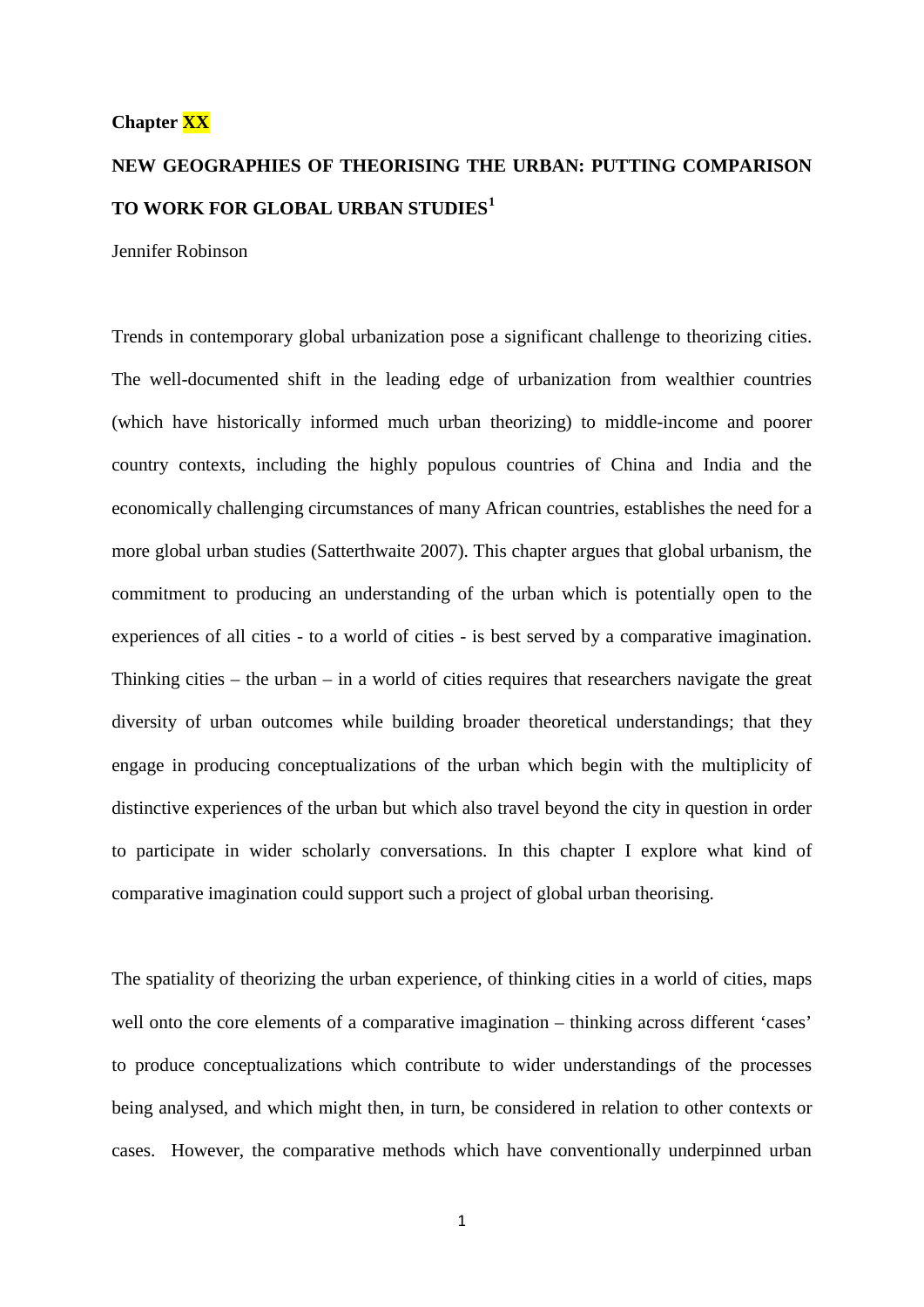**Chapter XX**

# NEW GEOGRAPHIES OF THEORISING THE URBAN: PUTTING COMPARISON TO WORK FOR GLOBAL URBAN STUDIES[1]

Jennifer Robinson

Trends in contemporary global urbanization pose a significant challenge to theorizing cities. The well-documented shift in the leading edge of urbanization from wealthier countries (which have historically informed much urban theorizing) to middle-income and poorer country contexts, including the highly populous countries of China and India and the economically challenging circumstances of many African countries, establishes the need for a more global urban studies (Satterthwaite 2007). This chapter argues that global urbanism, the commitment to producing an understanding of the urban which is potentially open to the experiences of all cities - to a world of cities - is best served by a comparative imagination. Thinking cities – the urban – in a world of cities requires that researchers navigate the great diversity of urban outcomes while building broader theoretical understandings; that they engage in producing conceptualizations of the urban which begin with the multiplicity of distinctive experiences of the urban but which also travel beyond the city in question in order to participate in wider scholarly conversations. In this chapter I explore what kind of comparative imagination could support such a project of global urban theorising.

The spatiality of theorizing the urban experience, of thinking cities in a world of cities, maps well onto the core elements of a comparative imagination – thinking across different 'cases' to produce conceptualizations which contribute to wider understandings of the processes being analysed, and which might then, in turn, be considered in relation to other contexts or cases. However, the comparative methods which have conventionally underpinned urban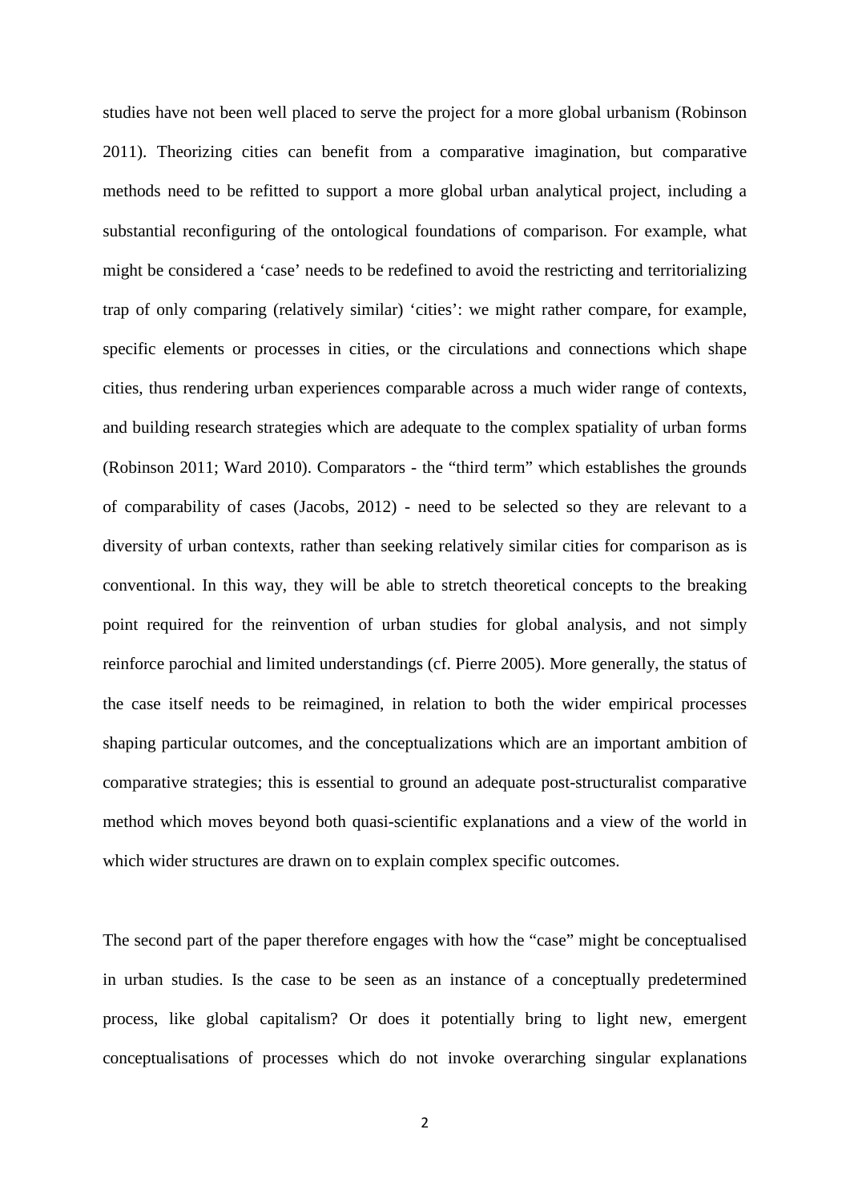studies have not been well placed to serve the project for a more global urbanism (Robinson 2011). Theorizing cities can benefit from a comparative imagination, but comparative methods need to be refitted to support a more global urban analytical project, including a substantial reconfiguring of the ontological foundations of comparison. For example, what might be considered a 'case' needs to be redefined to avoid the restricting and territorializing trap of only comparing (relatively similar) 'cities': we might rather compare, for example, specific elements or processes in cities, or the circulations and connections which shape cities, thus rendering urban experiences comparable across a much wider range of contexts, and building research strategies which are adequate to the complex spatiality of urban forms (Robinson 2011; Ward 2010). Comparators - the "third term" which establishes the grounds of comparability of cases (Jacobs, 2012) - need to be selected so they are relevant to a diversity of urban contexts, rather than seeking relatively similar cities for comparison as is conventional. In this way, they will be able to stretch theoretical concepts to the breaking point required for the reinvention of urban studies for global analysis, and not simply reinforce parochial and limited understandings (cf. Pierre 2005). More generally, the status of the case itself needs to be reimagined, in relation to both the wider empirical processes shaping particular outcomes, and the conceptualizations which are an important ambition of comparative strategies; this is essential to ground an adequate post-structuralist comparative method which moves beyond both quasi-scientific explanations and a view of the world in which wider structures are drawn on to explain complex specific outcomes.

The second part of the paper therefore engages with how the "case" might be conceptualised in urban studies. Is the case to be seen as an instance of a conceptually predetermined process, like global capitalism? Or does it potentially bring to light new, emergent conceptualisations of processes which do not invoke overarching singular explanations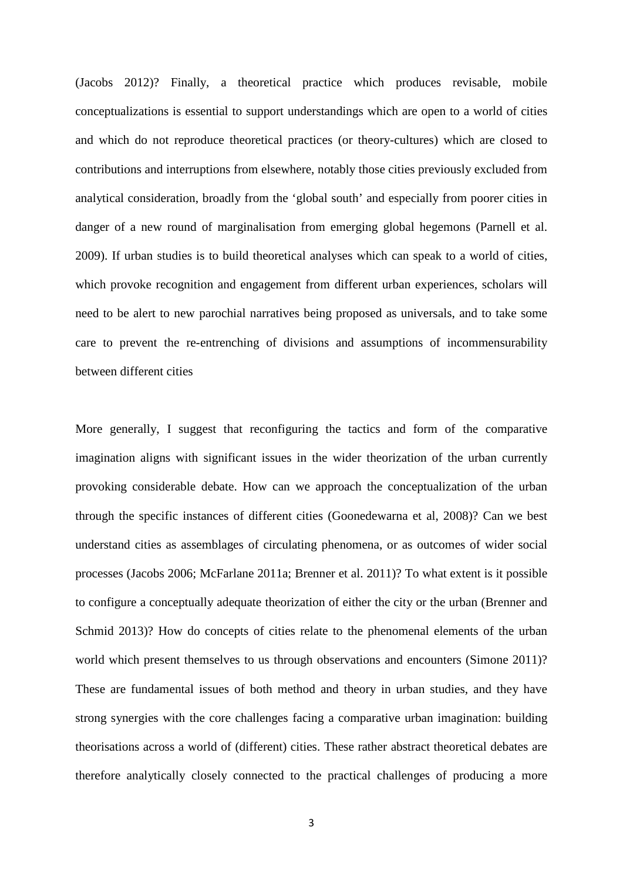(Jacobs 2012)? Finally, a theoretical practice which produces revisable, mobile conceptualizations is essential to support understandings which are open to a world of cities and which do not reproduce theoretical practices (or theory-cultures) which are closed to contributions and interruptions from elsewhere, notably those cities previously excluded from analytical consideration, broadly from the 'global south' and especially from poorer cities in danger of a new round of marginalisation from emerging global hegemons (Parnell et al. 2009). If urban studies is to build theoretical analyses which can speak to a world of cities, which provoke recognition and engagement from different urban experiences, scholars will need to be alert to new parochial narratives being proposed as universals, and to take some care to prevent the re-entrenching of divisions and assumptions of incommensurability between different cities

More generally, I suggest that reconfiguring the tactics and form of the comparative imagination aligns with significant issues in the wider theorization of the urban currently provoking considerable debate. How can we approach the conceptualization of the urban through the specific instances of different cities (Goonedewarna et al, 2008)? Can we best understand cities as assemblages of circulating phenomena, or as outcomes of wider social processes (Jacobs 2006; McFarlane 2011a; Brenner et al. 2011)? To what extent is it possible to configure a conceptually adequate theorization of either the city or the urban (Brenner and Schmid 2013)? How do concepts of cities relate to the phenomenal elements of the urban world which present themselves to us through observations and encounters (Simone 2011)? These are fundamental issues of both method and theory in urban studies, and they have strong synergies with the core challenges facing a comparative urban imagination: building theorisations across a world of (different) cities. These rather abstract theoretical debates are therefore analytically closely connected to the practical challenges of producing a more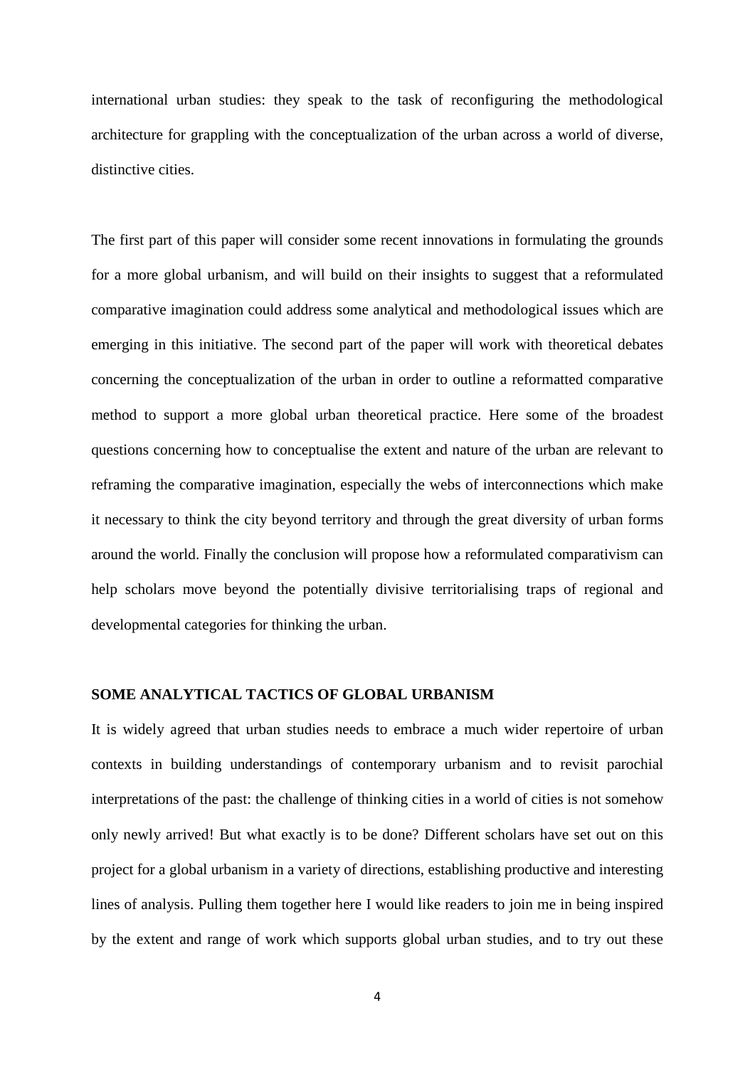international urban studies: they speak to the task of reconfiguring the methodological architecture for grappling with the conceptualization of the urban across a world of diverse, distinctive cities.

The first part of this paper will consider some recent innovations in formulating the grounds for a more global urbanism, and will build on their insights to suggest that a reformulated comparative imagination could address some analytical and methodological issues which are emerging in this initiative. The second part of the paper will work with theoretical debates concerning the conceptualization of the urban in order to outline a reformatted comparative method to support a more global urban theoretical practice. Here some of the broadest questions concerning how to conceptualise the extent and nature of the urban are relevant to reframing the comparative imagination, especially the webs of interconnections which make it necessary to think the city beyond territory and through the great diversity of urban forms around the world. Finally the conclusion will propose how a reformulated comparativism can help scholars move beyond the potentially divisive territorialising traps of regional and developmental categories for thinking the urban.

## SOME ANALYTICAL TACTICS OF GLOBAL URBANISM

It is widely agreed that urban studies needs to embrace a much wider repertoire of urban contexts in building understandings of contemporary urbanism and to revisit parochial interpretations of the past: the challenge of thinking cities in a world of cities is not somehow only newly arrived! But what exactly is to be done? Different scholars have set out on this project for a global urbanism in a variety of directions, establishing productive and interesting lines of analysis. Pulling them together here I would like readers to join me in being inspired by the extent and range of work which supports global urban studies, and to try out these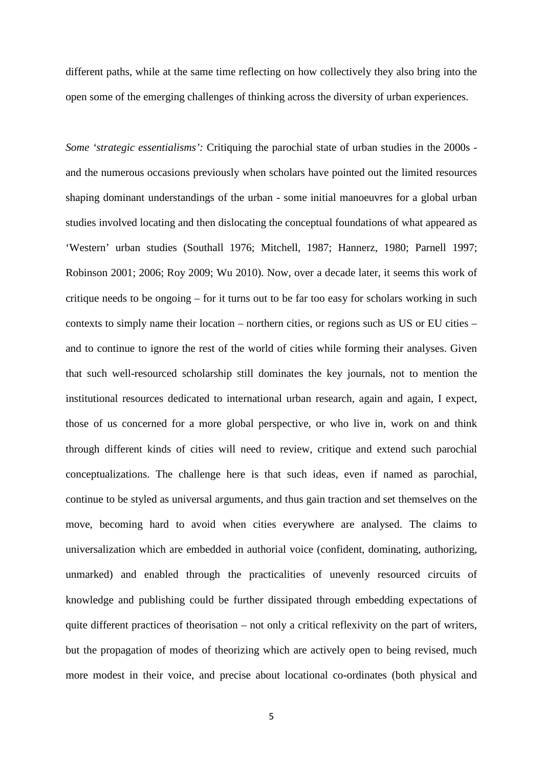different paths, while at the same time reflecting on how collectively they also bring into the open some of the emerging challenges of thinking across the diversity of urban experiences.

*Some 'strategic essentialisms':* Critiquing the parochial state of urban studies in the 2000s - and the numerous occasions previously when scholars have pointed out the limited resources shaping dominant understandings of the urban - some initial manoeuvres for a global urban studies involved locating and then dislocating the conceptual foundations of what appeared as 'Western' urban studies (Southall 1976; Mitchell, 1987; Hannerz, 1980; Parnell 1997; Robinson 2001; 2006; Roy 2009; Wu 2010). Now, over a decade later, it seems this work of critique needs to be ongoing – for it turns out to be far too easy for scholars working in such contexts to simply name their location – northern cities, or regions such as US or EU cities – and to continue to ignore the rest of the world of cities while forming their analyses. Given that such well-resourced scholarship still dominates the key journals, not to mention the institutional resources dedicated to international urban research, again and again, I expect, those of us concerned for a more global perspective, or who live in, work on and think through different kinds of cities will need to review, critique and extend such parochial conceptualizations. The challenge here is that such ideas, even if named as parochial, continue to be styled as universal arguments, and thus gain traction and set themselves on the move, becoming hard to avoid when cities everywhere are analysed. The claims to universalization which are embedded in authorial voice (confident, dominating, authorizing, unmarked) and enabled through the practicalities of unevenly resourced circuits of knowledge and publishing could be further dissipated through embedding expectations of quite different practices of theorisation – not only a critical reflexivity on the part of writers, but the propagation of modes of theorizing which are actively open to being revised, much more modest in their voice, and precise about locational co-ordinates (both physical and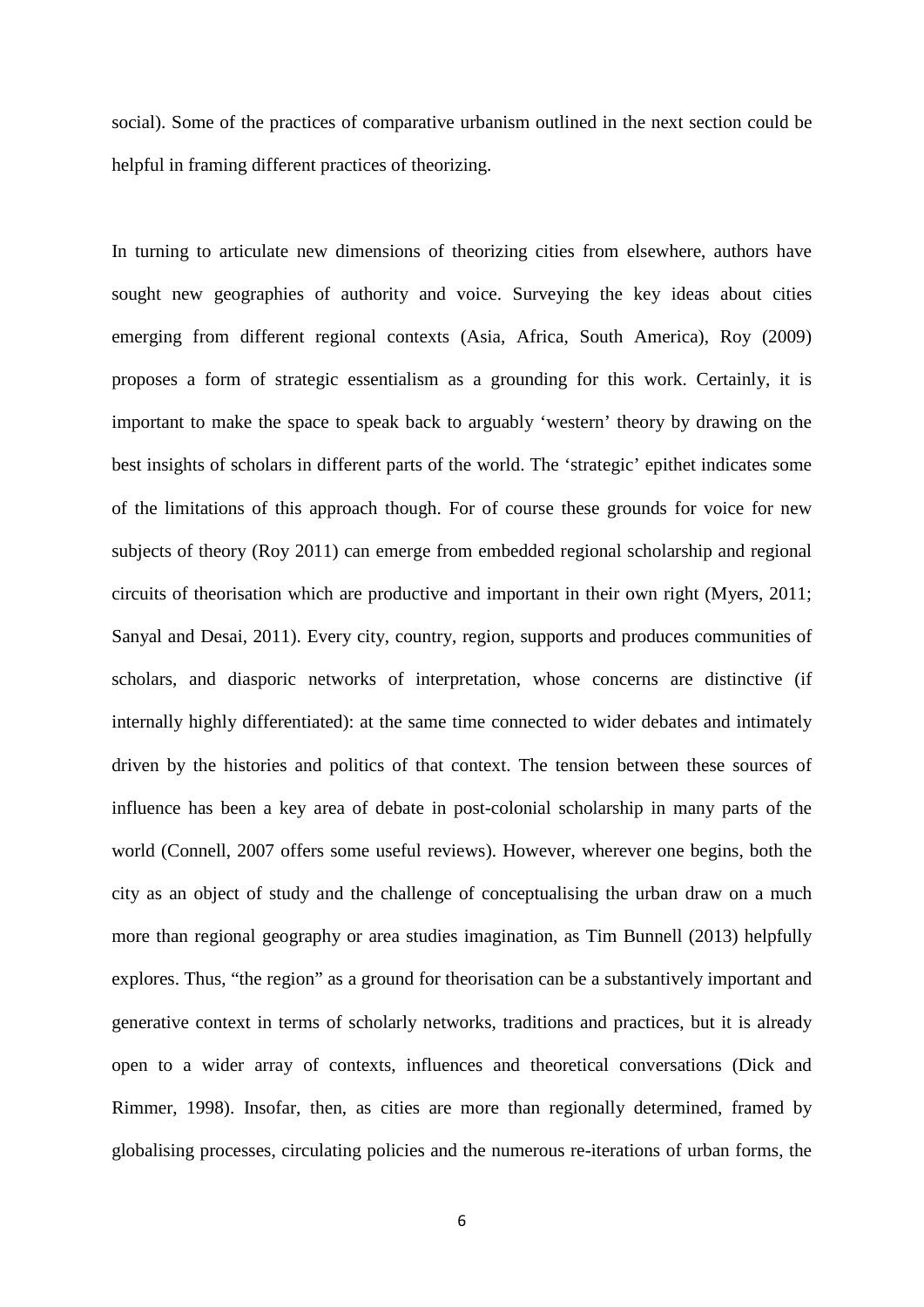social). Some of the practices of comparative urbanism outlined in the next section could be helpful in framing different practices of theorizing.

In turning to articulate new dimensions of theorizing cities from elsewhere, authors have sought new geographies of authority and voice. Surveying the key ideas about cities emerging from different regional contexts (Asia, Africa, South America), Roy (2009) proposes a form of strategic essentialism as a grounding for this work. Certainly, it is important to make the space to speak back to arguably 'western' theory by drawing on the best insights of scholars in different parts of the world. The 'strategic' epithet indicates some of the limitations of this approach though. For of course these grounds for voice for new subjects of theory (Roy 2011) can emerge from embedded regional scholarship and regional circuits of theorisation which are productive and important in their own right (Myers, 2011; Sanyal and Desai, 2011). Every city, country, region, supports and produces communities of scholars, and diasporic networks of interpretation, whose concerns are distinctive (if internally highly differentiated): at the same time connected to wider debates and intimately driven by the histories and politics of that context. The tension between these sources of influence has been a key area of debate in post-colonial scholarship in many parts of the world (Connell, 2007 offers some useful reviews). However, wherever one begins, both the city as an object of study and the challenge of conceptualising the urban draw on a much more than regional geography or area studies imagination, as Tim Bunnell (2013) helpfully explores. Thus, "the region" as a ground for theorisation can be a substantively important and generative context in terms of scholarly networks, traditions and practices, but it is already open to a wider array of contexts, influences and theoretical conversations (Dick and Rimmer, 1998). Insofar, then, as cities are more than regionally determined, framed by globalising processes, circulating policies and the numerous re-iterations of urban forms, the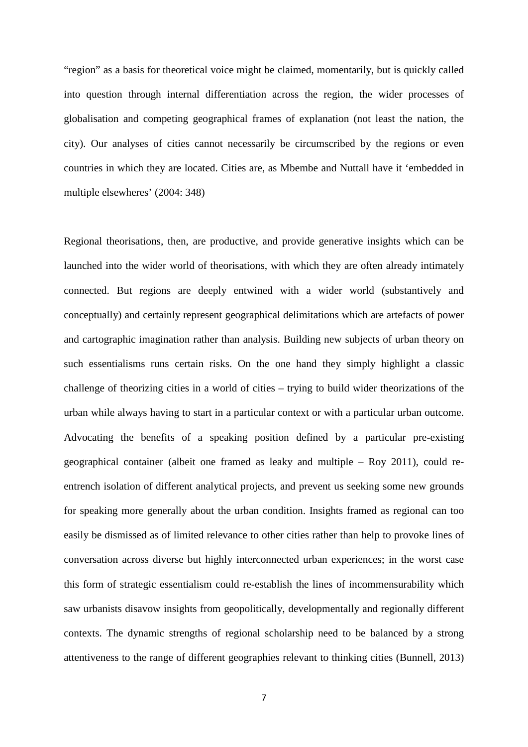"region" as a basis for theoretical voice might be claimed, momentarily, but is quickly called into question through internal differentiation across the region, the wider processes of globalisation and competing geographical frames of explanation (not least the nation, the city). Our analyses of cities cannot necessarily be circumscribed by the regions or even countries in which they are located. Cities are, as Mbembe and Nuttall have it 'embedded in multiple elsewheres' (2004: 348)

Regional theorisations, then, are productive, and provide generative insights which can be launched into the wider world of theorisations, with which they are often already intimately connected. But regions are deeply entwined with a wider world (substantively and conceptually) and certainly represent geographical delimitations which are artefacts of power and cartographic imagination rather than analysis. Building new subjects of urban theory on such essentialisms runs certain risks. On the one hand they simply highlight a classic challenge of theorizing cities in a world of cities – trying to build wider theorizations of the urban while always having to start in a particular context or with a particular urban outcome. Advocating the benefits of a speaking position defined by a particular pre-existing geographical container (albeit one framed as leaky and multiple – Roy 2011), could re-entrench isolation of different analytical projects, and prevent us seeking some new grounds for speaking more generally about the urban condition. Insights framed as regional can too easily be dismissed as of limited relevance to other cities rather than help to provoke lines of conversation across diverse but highly interconnected urban experiences; in the worst case this form of strategic essentialism could re-establish the lines of incommensurability which saw urbanists disavow insights from geopolitically, developmentally and regionally different contexts. The dynamic strengths of regional scholarship need to be balanced by a strong attentiveness to the range of different geographies relevant to thinking cities (Bunnell, 2013)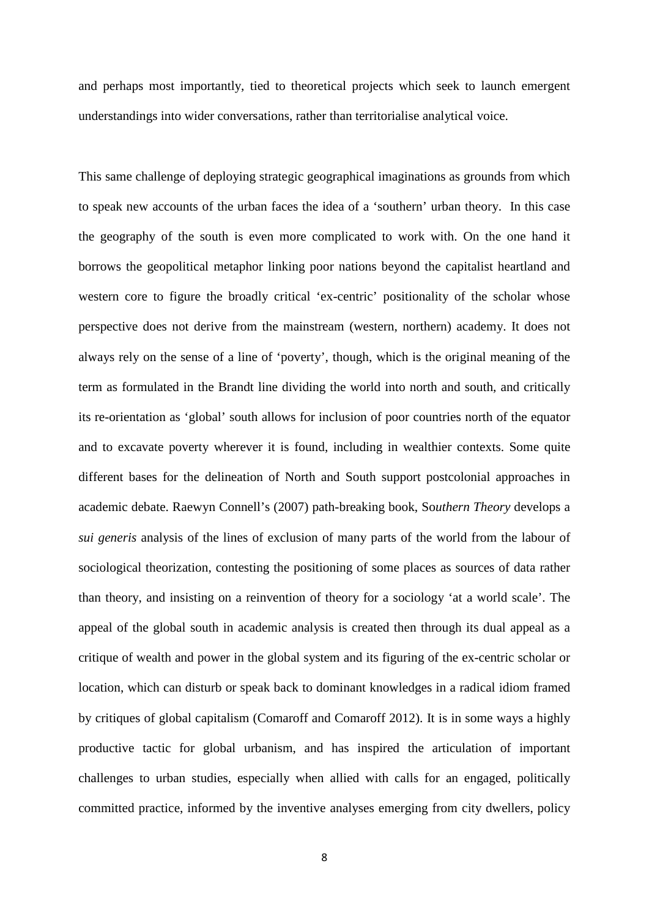and perhaps most importantly, tied to theoretical projects which seek to launch emergent understandings into wider conversations, rather than territorialise analytical voice.

This same challenge of deploying strategic geographical imaginations as grounds from which to speak new accounts of the urban faces the idea of a 'southern' urban theory. In this case the geography of the south is even more complicated to work with. On the one hand it borrows the geopolitical metaphor linking poor nations beyond the capitalist heartland and western core to figure the broadly critical 'ex-centric' positionality of the scholar whose perspective does not derive from the mainstream (western, northern) academy. It does not always rely on the sense of a line of 'poverty', though, which is the original meaning of the term as formulated in the Brandt line dividing the world into north and south, and critically its re-orientation as 'global' south allows for inclusion of poor countries north of the equator and to excavate poverty wherever it is found, including in wealthier contexts. Some quite different bases for the delineation of North and South support postcolonial approaches in academic debate. Raewyn Connell's (2007) path-breaking book, So*uthern Theory* develops a *sui generis* analysis of the lines of exclusion of many parts of the world from the labour of sociological theorization, contesting the positioning of some places as sources of data rather than theory, and insisting on a reinvention of theory for a sociology 'at a world scale'. The appeal of the global south in academic analysis is created then through its dual appeal as a critique of wealth and power in the global system and its figuring of the ex-centric scholar or location, which can disturb or speak back to dominant knowledges in a radical idiom framed by critiques of global capitalism (Comaroff and Comaroff 2012). It is in some ways a highly productive tactic for global urbanism, and has inspired the articulation of important challenges to urban studies, especially when allied with calls for an engaged, politically committed practice, informed by the inventive analyses emerging from city dwellers, policy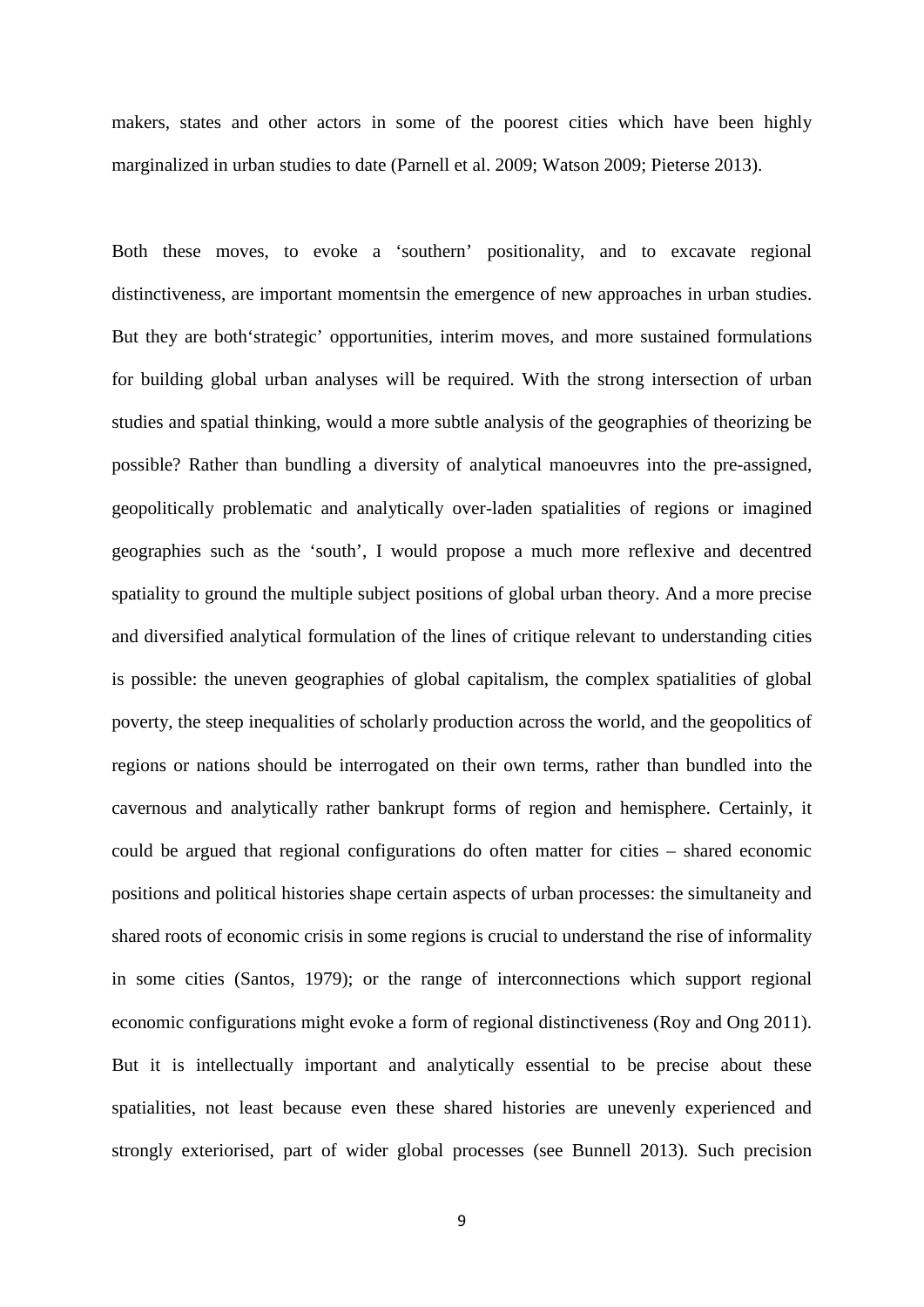makers, states and other actors in some of the poorest cities which have been highly marginalized in urban studies to date (Parnell et al. 2009; Watson 2009; Pieterse 2013).

Both these moves, to evoke a 'southern' positionality, and to excavate regional distinctiveness, are important momentsin the emergence of new approaches in urban studies. But they are both'strategic' opportunities, interim moves, and more sustained formulations for building global urban analyses will be required. With the strong intersection of urban studies and spatial thinking, would a more subtle analysis of the geographies of theorizing be possible? Rather than bundling a diversity of analytical manoeuvres into the pre-assigned, geopolitically problematic and analytically over-laden spatialities of regions or imagined geographies such as the 'south', I would propose a much more reflexive and decentred spatiality to ground the multiple subject positions of global urban theory. And a more precise and diversified analytical formulation of the lines of critique relevant to understanding cities is possible: the uneven geographies of global capitalism, the complex spatialities of global poverty, the steep inequalities of scholarly production across the world, and the geopolitics of regions or nations should be interrogated on their own terms, rather than bundled into the cavernous and analytically rather bankrupt forms of region and hemisphere. Certainly, it could be argued that regional configurations do often matter for cities – shared economic positions and political histories shape certain aspects of urban processes: the simultaneity and shared roots of economic crisis in some regions is crucial to understand the rise of informality in some cities (Santos, 1979); or the range of interconnections which support regional economic configurations might evoke a form of regional distinctiveness (Roy and Ong 2011). But it is intellectually important and analytically essential to be precise about these spatialities, not least because even these shared histories are unevenly experienced and strongly exteriorised, part of wider global processes (see Bunnell 2013). Such precision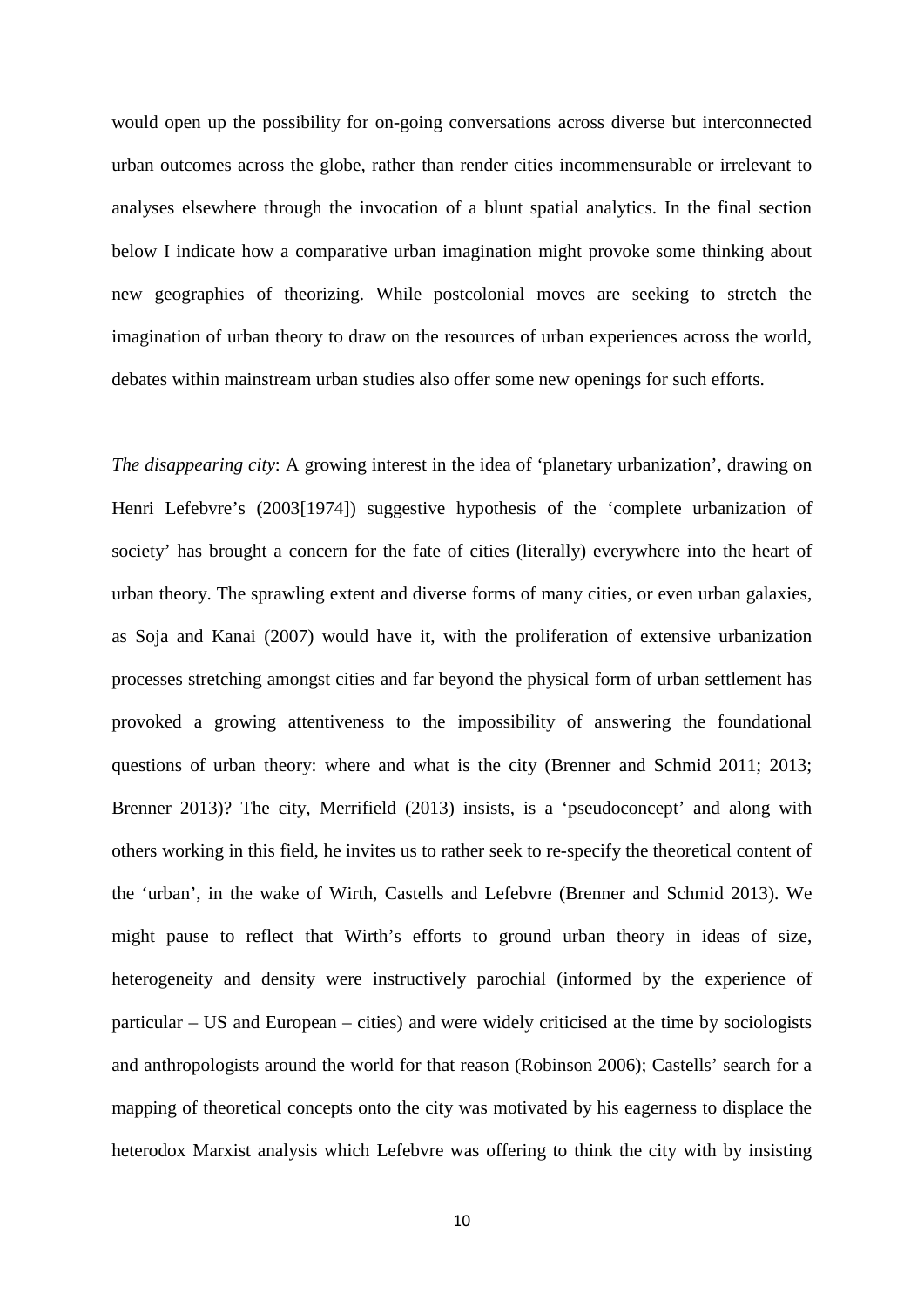would open up the possibility for on-going conversations across diverse but interconnected urban outcomes across the globe, rather than render cities incommensurable or irrelevant to analyses elsewhere through the invocation of a blunt spatial analytics. In the final section below I indicate how a comparative urban imagination might provoke some thinking about new geographies of theorizing. While postcolonial moves are seeking to stretch the imagination of urban theory to draw on the resources of urban experiences across the world, debates within mainstream urban studies also offer some new openings for such efforts.

*The disappearing city*: A growing interest in the idea of 'planetary urbanization', drawing on Henri Lefebvre's (2003[1974]) suggestive hypothesis of the 'complete urbanization of society' has brought a concern for the fate of cities (literally) everywhere into the heart of urban theory. The sprawling extent and diverse forms of many cities, or even urban galaxies, as Soja and Kanai (2007) would have it, with the proliferation of extensive urbanization processes stretching amongst cities and far beyond the physical form of urban settlement has provoked a growing attentiveness to the impossibility of answering the foundational questions of urban theory: where and what is the city (Brenner and Schmid 2011; 2013; Brenner 2013)? The city, Merrifield (2013) insists, is a 'pseudoconcept' and along with others working in this field, he invites us to rather seek to re-specify the theoretical content of the 'urban', in the wake of Wirth, Castells and Lefebvre (Brenner and Schmid 2013). We might pause to reflect that Wirth's efforts to ground urban theory in ideas of size, heterogeneity and density were instructively parochial (informed by the experience of particular – US and European – cities) and were widely criticised at the time by sociologists and anthropologists around the world for that reason (Robinson 2006); Castells' search for a mapping of theoretical concepts onto the city was motivated by his eagerness to displace the heterodox Marxist analysis which Lefebvre was offering to think the city with by insisting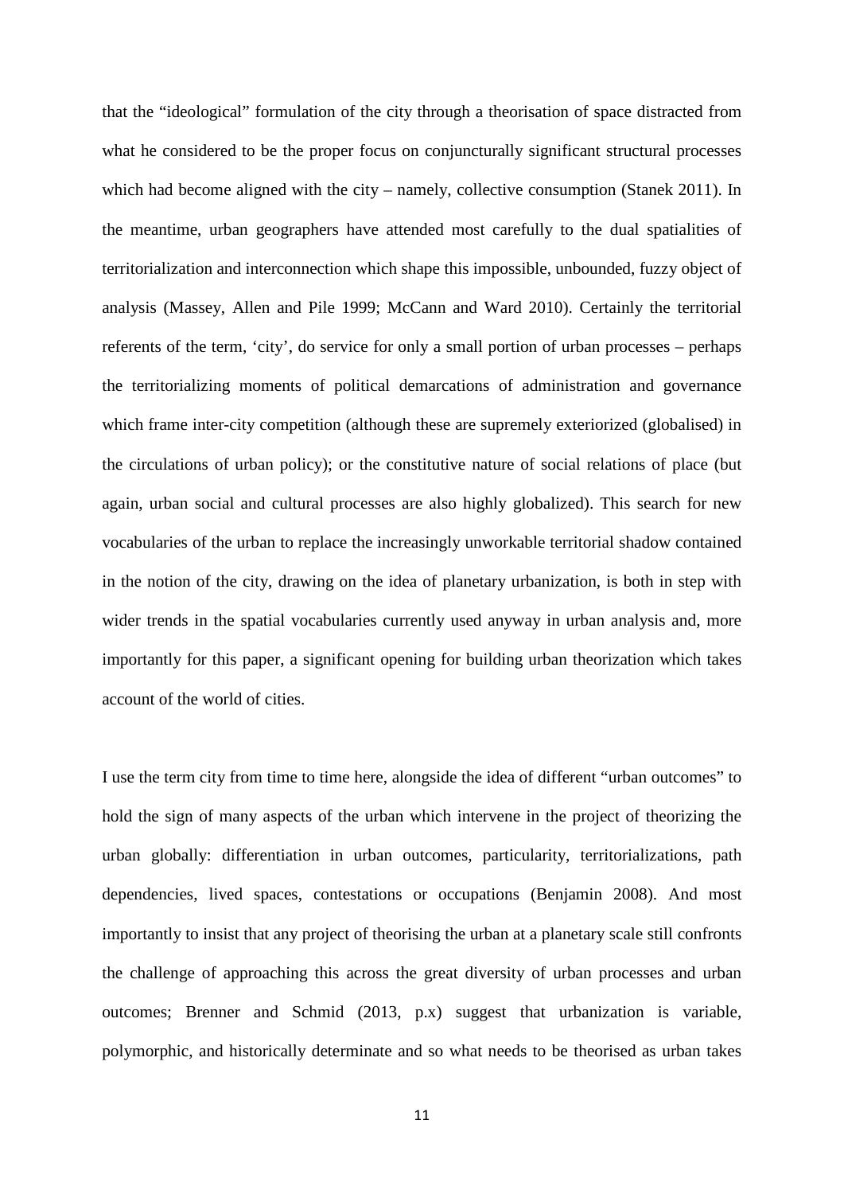that the “ideological” formulation of the city through a theorisation of space distracted from what he considered to be the proper focus on conjuncturally significant structural processes which had become aligned with the city – namely, collective consumption (Stanek 2011). In the meantime, urban geographers have attended most carefully to the dual spatialities of territorialization and interconnection which shape this impossible, unbounded, fuzzy object of analysis (Massey, Allen and Pile 1999; McCann and Ward 2010). Certainly the territorial referents of the term, ‘city’, do service for only a small portion of urban processes – perhaps the territorializing moments of political demarcations of administration and governance which frame inter-city competition (although these are supremely exteriorized (globalised) in the circulations of urban policy); or the constitutive nature of social relations of place (but again, urban social and cultural processes are also highly globalized). This search for new vocabularies of the urban to replace the increasingly unworkable territorial shadow contained in the notion of the city, drawing on the idea of planetary urbanization, is both in step with wider trends in the spatial vocabularies currently used anyway in urban analysis and, more importantly for this paper, a significant opening for building urban theorization which takes account of the world of cities.

I use the term city from time to time here, alongside the idea of different “urban outcomes” to hold the sign of many aspects of the urban which intervene in the project of theorizing the urban globally: differentiation in urban outcomes, particularity, territorializations, path dependencies, lived spaces, contestations or occupations (Benjamin 2008). And most importantly to insist that any project of theorising the urban at a planetary scale still confronts the challenge of approaching this across the great diversity of urban processes and urban outcomes; Brenner and Schmid (2013, p.x) suggest that urbanization is variable, polymorphic, and historically determinate and so what needs to be theorised as urban takes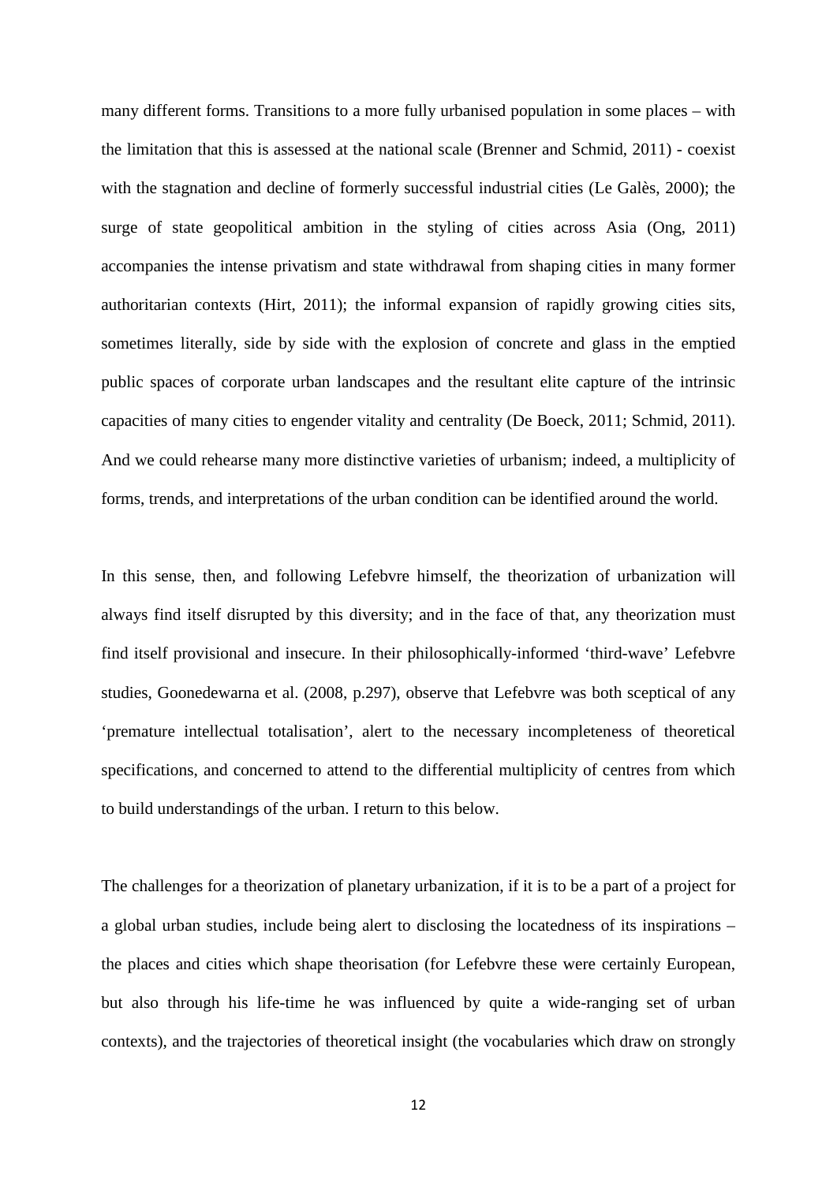many different forms. Transitions to a more fully urbanised population in some places – with the limitation that this is assessed at the national scale (Brenner and Schmid, 2011) - coexist with the stagnation and decline of formerly successful industrial cities (Le Galès, 2000); the surge of state geopolitical ambition in the styling of cities across Asia (Ong, 2011) accompanies the intense privatism and state withdrawal from shaping cities in many former authoritarian contexts (Hirt, 2011); the informal expansion of rapidly growing cities sits, sometimes literally, side by side with the explosion of concrete and glass in the emptied public spaces of corporate urban landscapes and the resultant elite capture of the intrinsic capacities of many cities to engender vitality and centrality (De Boeck, 2011; Schmid, 2011). And we could rehearse many more distinctive varieties of urbanism; indeed, a multiplicity of forms, trends, and interpretations of the urban condition can be identified around the world.

In this sense, then, and following Lefebvre himself, the theorization of urbanization will always find itself disrupted by this diversity; and in the face of that, any theorization must find itself provisional and insecure. In their philosophically-informed 'third-wave' Lefebvre studies, Goonedewarna et al. (2008, p.297), observe that Lefebvre was both sceptical of any 'premature intellectual totalisation', alert to the necessary incompleteness of theoretical specifications, and concerned to attend to the differential multiplicity of centres from which to build understandings of the urban. I return to this below.

The challenges for a theorization of planetary urbanization, if it is to be a part of a project for a global urban studies, include being alert to disclosing the locatedness of its inspirations – the places and cities which shape theorisation (for Lefebvre these were certainly European, but also through his life-time he was influenced by quite a wide-ranging set of urban contexts), and the trajectories of theoretical insight (the vocabularies which draw on strongly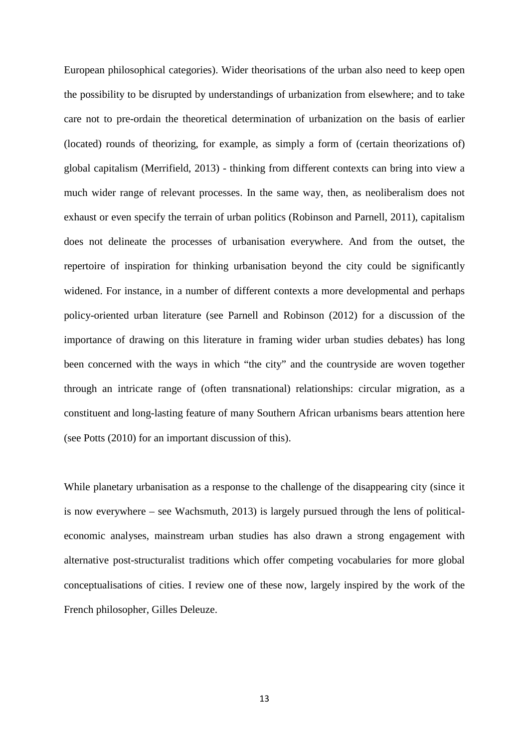European philosophical categories). Wider theorisations of the urban also need to keep open the possibility to be disrupted by understandings of urbanization from elsewhere; and to take care not to pre-ordain the theoretical determination of urbanization on the basis of earlier (located) rounds of theorizing, for example, as simply a form of (certain theorizations of) global capitalism (Merrifield, 2013) - thinking from different contexts can bring into view a much wider range of relevant processes. In the same way, then, as neoliberalism does not exhaust or even specify the terrain of urban politics (Robinson and Parnell, 2011), capitalism does not delineate the processes of urbanisation everywhere. And from the outset, the repertoire of inspiration for thinking urbanisation beyond the city could be significantly widened. For instance, in a number of different contexts a more developmental and perhaps policy-oriented urban literature (see Parnell and Robinson (2012) for a discussion of the importance of drawing on this literature in framing wider urban studies debates) has long been concerned with the ways in which "the city" and the countryside are woven together through an intricate range of (often transnational) relationships: circular migration, as a constituent and long-lasting feature of many Southern African urbanisms bears attention here (see Potts (2010) for an important discussion of this).

While planetary urbanisation as a response to the challenge of the disappearing city (since it is now everywhere – see Wachsmuth, 2013) is largely pursued through the lens of political-economic analyses, mainstream urban studies has also drawn a strong engagement with alternative post-structuralist traditions which offer competing vocabularies for more global conceptualisations of cities. I review one of these now, largely inspired by the work of the French philosopher, Gilles Deleuze.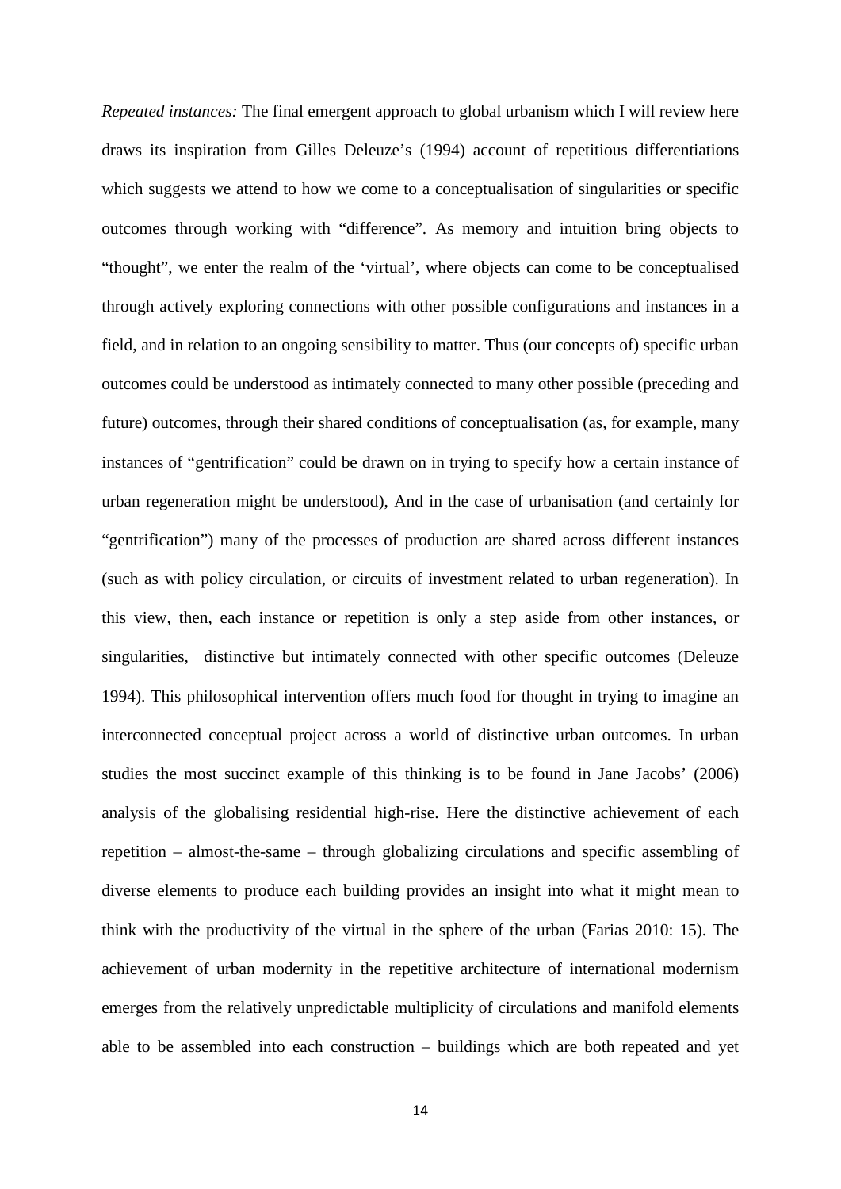*Repeated instances:* The final emergent approach to global urbanism which I will review here draws its inspiration from Gilles Deleuze's (1994) account of repetitious differentiations which suggests we attend to how we come to a conceptualisation of singularities or specific outcomes through working with "difference". As memory and intuition bring objects to "thought", we enter the realm of the 'virtual', where objects can come to be conceptualised through actively exploring connections with other possible configurations and instances in a field, and in relation to an ongoing sensibility to matter. Thus (our concepts of) specific urban outcomes could be understood as intimately connected to many other possible (preceding and future) outcomes, through their shared conditions of conceptualisation (as, for example, many instances of "gentrification" could be drawn on in trying to specify how a certain instance of urban regeneration might be understood), And in the case of urbanisation (and certainly for "gentrification") many of the processes of production are shared across different instances (such as with policy circulation, or circuits of investment related to urban regeneration). In this view, then, each instance or repetition is only a step aside from other instances, or singularities, distinctive but intimately connected with other specific outcomes (Deleuze 1994). This philosophical intervention offers much food for thought in trying to imagine an interconnected conceptual project across a world of distinctive urban outcomes. In urban studies the most succinct example of this thinking is to be found in Jane Jacobs' (2006) analysis of the globalising residential high-rise. Here the distinctive achievement of each repetition – almost-the-same – through globalizing circulations and specific assembling of diverse elements to produce each building provides an insight into what it might mean to think with the productivity of the virtual in the sphere of the urban (Farias 2010: 15). The achievement of urban modernity in the repetitive architecture of international modernism emerges from the relatively unpredictable multiplicity of circulations and manifold elements able to be assembled into each construction – buildings which are both repeated and yet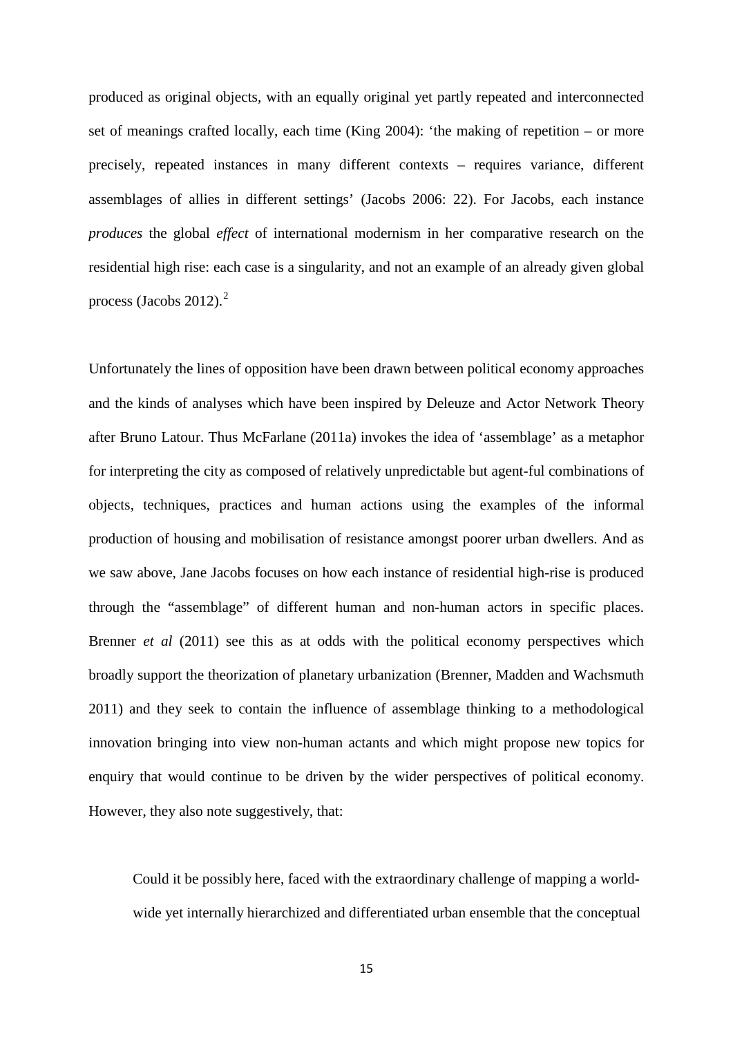produced as original objects, with an equally original yet partly repeated and interconnected set of meanings crafted locally, each time (King 2004): 'the making of repetition – or more precisely, repeated instances in many different contexts – requires variance, different assemblages of allies in different settings' (Jacobs 2006: 22). For Jacobs, each instance *produces* the global *effect* of international modernism in her comparative research on the residential high rise: each case is a singularity, and not an example of an already given global process (Jacobs 2012).[2]

Unfortunately the lines of opposition have been drawn between political economy approaches and the kinds of analyses which have been inspired by Deleuze and Actor Network Theory after Bruno Latour. Thus McFarlane (2011a) invokes the idea of 'assemblage' as a metaphor for interpreting the city as composed of relatively unpredictable but agent-ful combinations of objects, techniques, practices and human actions using the examples of the informal production of housing and mobilisation of resistance amongst poorer urban dwellers. And as we saw above, Jane Jacobs focuses on how each instance of residential high-rise is produced through the "assemblage" of different human and non-human actors in specific places. Brenner *et al* (2011) see this as at odds with the political economy perspectives which broadly support the theorization of planetary urbanization (Brenner, Madden and Wachsmuth 2011) and they seek to contain the influence of assemblage thinking to a methodological innovation bringing into view non-human actants and which might propose new topics for enquiry that would continue to be driven by the wider perspectives of political economy. However, they also note suggestively, that:

> Could it be possibly here, faced with the extraordinary challenge of mapping a world-wide yet internally hierarchized and differentiated urban ensemble that the conceptual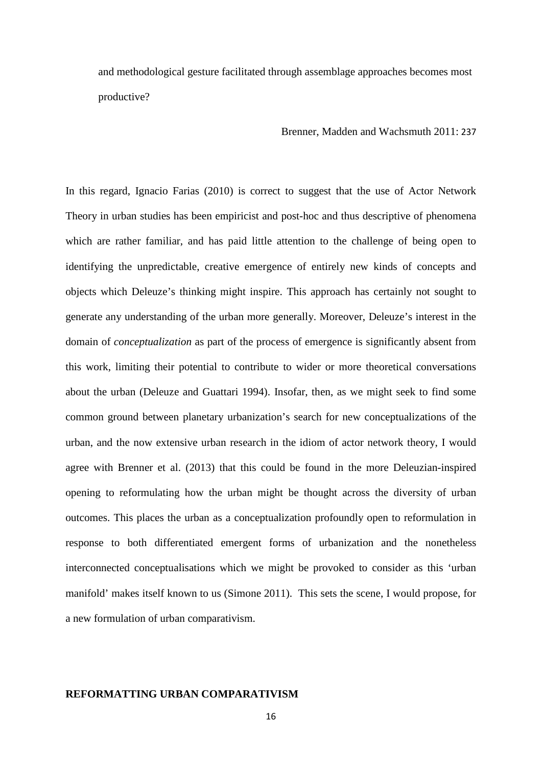> and methodological gesture facilitated through assemblage approaches becomes most productive?
>
> Brenner, Madden and Wachsmuth 2011: 237

In this regard, Ignacio Farias (2010) is correct to suggest that the use of Actor Network Theory in urban studies has been empiricist and post-hoc and thus descriptive of phenomena which are rather familiar, and has paid little attention to the challenge of being open to identifying the unpredictable, creative emergence of entirely new kinds of concepts and objects which Deleuze's thinking might inspire. This approach has certainly not sought to generate any understanding of the urban more generally. Moreover, Deleuze's interest in the domain of *conceptualization* as part of the process of emergence is significantly absent from this work, limiting their potential to contribute to wider or more theoretical conversations about the urban (Deleuze and Guattari 1994). Insofar, then, as we might seek to find some common ground between planetary urbanization's search for new conceptualizations of the urban, and the now extensive urban research in the idiom of actor network theory, I would agree with Brenner et al. (2013) that this could be found in the more Deleuzian-inspired opening to reformulating how the urban might be thought across the diversity of urban outcomes. This places the urban as a conceptualization profoundly open to reformulation in response to both differentiated emergent forms of urbanization and the nonetheless interconnected conceptualisations which we might be provoked to consider as this 'urban manifold' makes itself known to us (Simone 2011). This sets the scene, I would propose, for a new formulation of urban comparativism.

## REFORMATTING URBAN COMPARATIVISM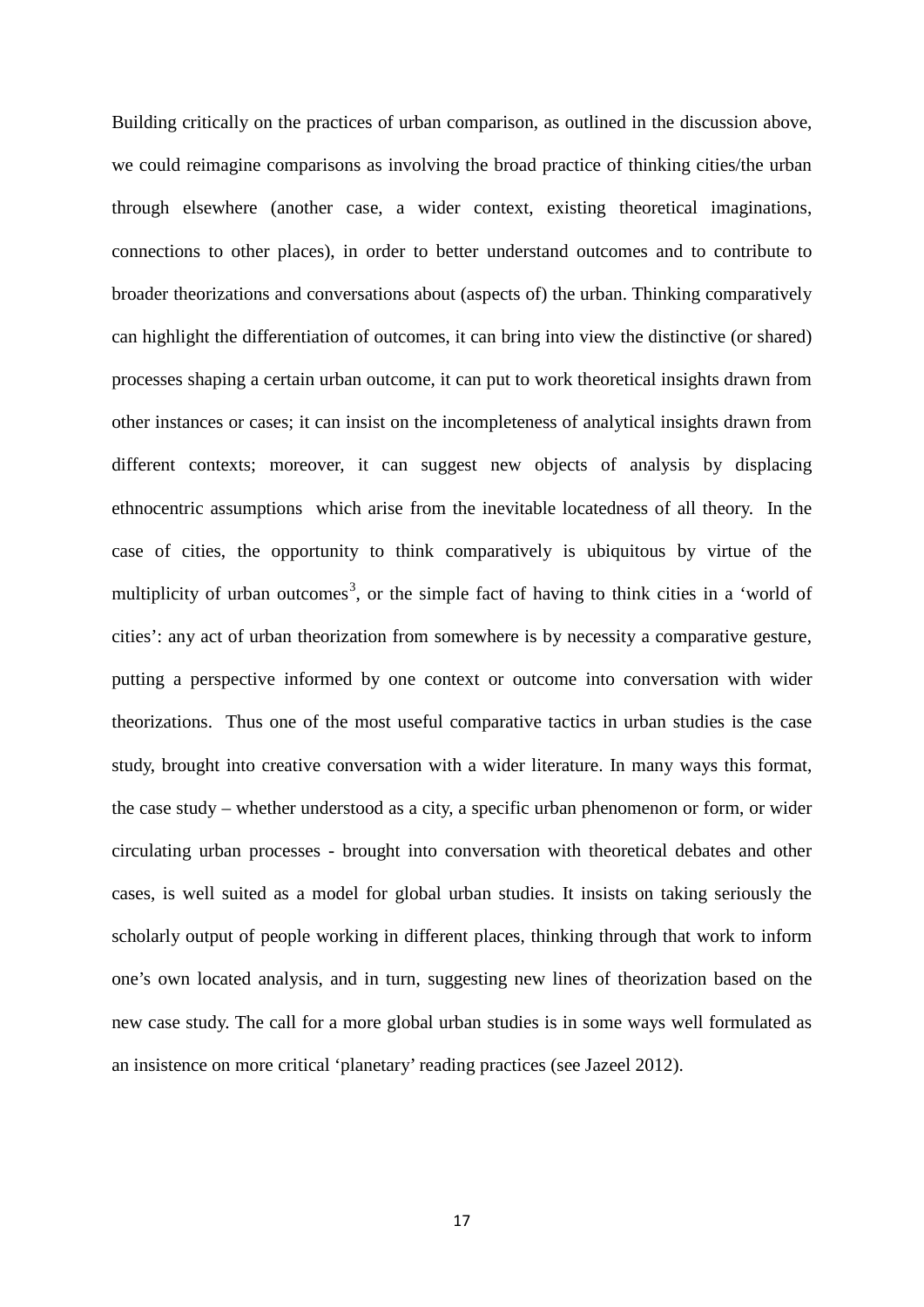Building critically on the practices of urban comparison, as outlined in the discussion above, we could reimagine comparisons as involving the broad practice of thinking cities/the urban through elsewhere (another case, a wider context, existing theoretical imaginations, connections to other places), in order to better understand outcomes and to contribute to broader theorizations and conversations about (aspects of) the urban. Thinking comparatively can highlight the differentiation of outcomes, it can bring into view the distinctive (or shared) processes shaping a certain urban outcome, it can put to work theoretical insights drawn from other instances or cases; it can insist on the incompleteness of analytical insights drawn from different contexts; moreover, it can suggest new objects of analysis by displacing ethnocentric assumptions which arise from the inevitable locatedness of all theory. In the case of cities, the opportunity to think comparatively is ubiquitous by virtue of the multiplicity of urban outcomes[3], or the simple fact of having to think cities in a 'world of cities': any act of urban theorization from somewhere is by necessity a comparative gesture, putting a perspective informed by one context or outcome into conversation with wider theorizations. Thus one of the most useful comparative tactics in urban studies is the case study, brought into creative conversation with a wider literature. In many ways this format, the case study – whether understood as a city, a specific urban phenomenon or form, or wider circulating urban processes - brought into conversation with theoretical debates and other cases, is well suited as a model for global urban studies. It insists on taking seriously the scholarly output of people working in different places, thinking through that work to inform one's own located analysis, and in turn, suggesting new lines of theorization based on the new case study. The call for a more global urban studies is in some ways well formulated as an insistence on more critical 'planetary' reading practices (see Jazeel 2012).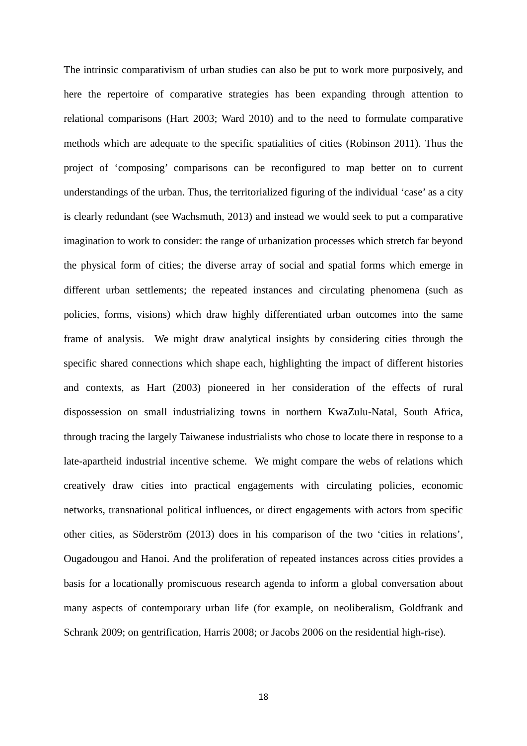The intrinsic comparativism of urban studies can also be put to work more purposively, and here the repertoire of comparative strategies has been expanding through attention to relational comparisons (Hart 2003; Ward 2010) and to the need to formulate comparative methods which are adequate to the specific spatialities of cities (Robinson 2011). Thus the project of 'composing' comparisons can be reconfigured to map better on to current understandings of the urban. Thus, the territorialized figuring of the individual 'case' as a city is clearly redundant (see Wachsmuth, 2013) and instead we would seek to put a comparative imagination to work to consider: the range of urbanization processes which stretch far beyond the physical form of cities; the diverse array of social and spatial forms which emerge in different urban settlements; the repeated instances and circulating phenomena (such as policies, forms, visions) which draw highly differentiated urban outcomes into the same frame of analysis. We might draw analytical insights by considering cities through the specific shared connections which shape each, highlighting the impact of different histories and contexts, as Hart (2003) pioneered in her consideration of the effects of rural dispossession on small industrializing towns in northern KwaZulu-Natal, South Africa, through tracing the largely Taiwanese industrialists who chose to locate there in response to a late-apartheid industrial incentive scheme. We might compare the webs of relations which creatively draw cities into practical engagements with circulating policies, economic networks, transnational political influences, or direct engagements with actors from specific other cities, as Söderström (2013) does in his comparison of the two 'cities in relations', Ougadougou and Hanoi. And the proliferation of repeated instances across cities provides a basis for a locationally promiscuous research agenda to inform a global conversation about many aspects of contemporary urban life (for example, on neoliberalism, Goldfrank and Schrank 2009; on gentrification, Harris 2008; or Jacobs 2006 on the residential high-rise).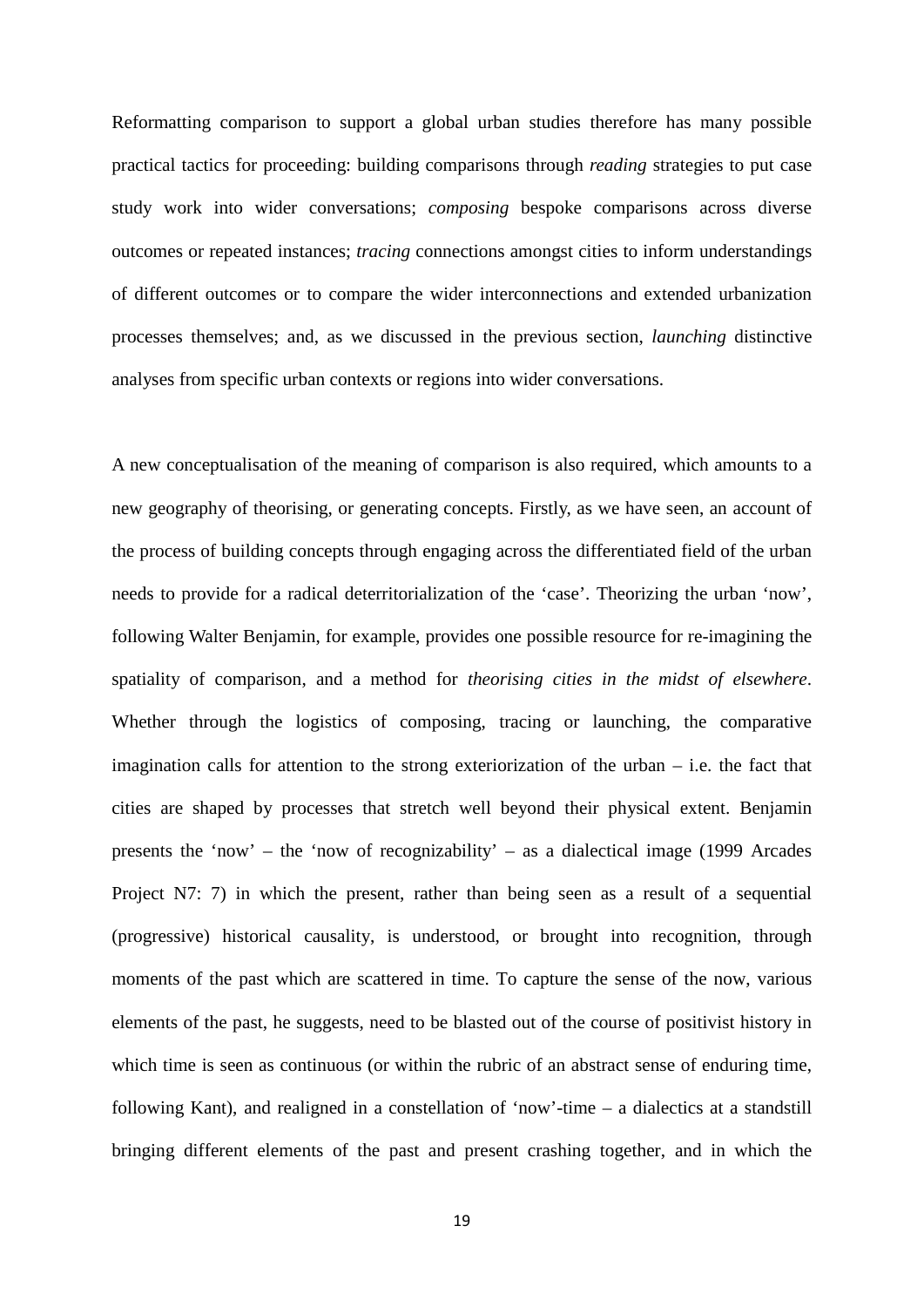Reformatting comparison to support a global urban studies therefore has many possible practical tactics for proceeding: building comparisons through *reading* strategies to put case study work into wider conversations; *composing* bespoke comparisons across diverse outcomes or repeated instances; *tracing* connections amongst cities to inform understandings of different outcomes or to compare the wider interconnections and extended urbanization processes themselves; and, as we discussed in the previous section, *launching* distinctive analyses from specific urban contexts or regions into wider conversations.

A new conceptualisation of the meaning of comparison is also required, which amounts to a new geography of theorising, or generating concepts. Firstly, as we have seen, an account of the process of building concepts through engaging across the differentiated field of the urban needs to provide for a radical deterritorialization of the 'case'. Theorizing the urban 'now', following Walter Benjamin, for example, provides one possible resource for re-imagining the spatiality of comparison, and a method for *theorising cities in the midst of elsewhere*. Whether through the logistics of composing, tracing or launching, the comparative imagination calls for attention to the strong exteriorization of the urban – i.e. the fact that cities are shaped by processes that stretch well beyond their physical extent. Benjamin presents the 'now' – the 'now of recognizability' – as a dialectical image (1999 Arcades Project N7: 7) in which the present, rather than being seen as a result of a sequential (progressive) historical causality, is understood, or brought into recognition, through moments of the past which are scattered in time. To capture the sense of the now, various elements of the past, he suggests, need to be blasted out of the course of positivist history in which time is seen as continuous (or within the rubric of an abstract sense of enduring time, following Kant), and realigned in a constellation of 'now'-time – a dialectics at a standstill bringing different elements of the past and present crashing together, and in which the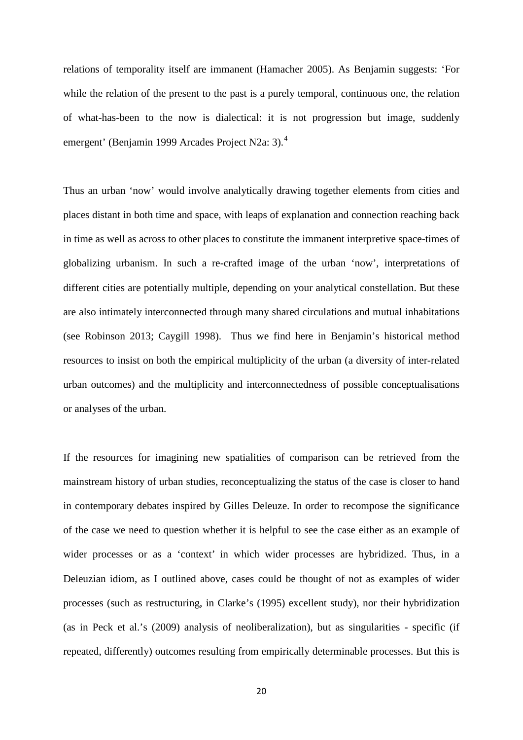relations of temporality itself are immanent (Hamacher 2005). As Benjamin suggests: 'For while the relation of the present to the past is a purely temporal, continuous one, the relation of what-has-been to the now is dialectical: it is not progression but image, suddenly emergent' (Benjamin 1999 Arcades Project N2a: 3).[4]

Thus an urban 'now' would involve analytically drawing together elements from cities and places distant in both time and space, with leaps of explanation and connection reaching back in time as well as across to other places to constitute the immanent interpretive space-times of globalizing urbanism. In such a re-crafted image of the urban 'now', interpretations of different cities are potentially multiple, depending on your analytical constellation. But these are also intimately interconnected through many shared circulations and mutual inhabitations (see Robinson 2013; Caygill 1998). Thus we find here in Benjamin's historical method resources to insist on both the empirical multiplicity of the urban (a diversity of inter-related urban outcomes) and the multiplicity and interconnectedness of possible conceptualisations or analyses of the urban.

If the resources for imagining new spatialities of comparison can be retrieved from the mainstream history of urban studies, reconceptualizing the status of the case is closer to hand in contemporary debates inspired by Gilles Deleuze. In order to recompose the significance of the case we need to question whether it is helpful to see the case either as an example of wider processes or as a 'context' in which wider processes are hybridized. Thus, in a Deleuzian idiom, as I outlined above, cases could be thought of not as examples of wider processes (such as restructuring, in Clarke's (1995) excellent study), nor their hybridization (as in Peck et al.'s (2009) analysis of neoliberalization), but as singularities - specific (if repeated, differently) outcomes resulting from empirically determinable processes. But this is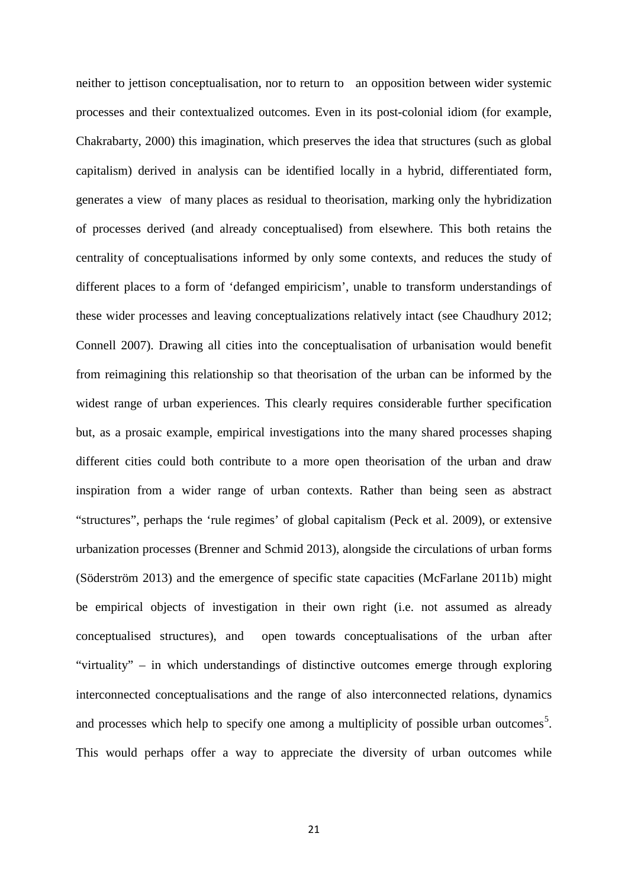neither to jettison conceptualisation, nor to return to an opposition between wider systemic processes and their contextualized outcomes. Even in its post-colonial idiom (for example, Chakrabarty, 2000) this imagination, which preserves the idea that structures (such as global capitalism) derived in analysis can be identified locally in a hybrid, differentiated form, generates a view of many places as residual to theorisation, marking only the hybridization of processes derived (and already conceptualised) from elsewhere. This both retains the centrality of conceptualisations informed by only some contexts, and reduces the study of different places to a form of 'defanged empiricism', unable to transform understandings of these wider processes and leaving conceptualizations relatively intact (see Chaudhury 2012; Connell 2007). Drawing all cities into the conceptualisation of urbanisation would benefit from reimagining this relationship so that theorisation of the urban can be informed by the widest range of urban experiences. This clearly requires considerable further specification but, as a prosaic example, empirical investigations into the many shared processes shaping different cities could both contribute to a more open theorisation of the urban and draw inspiration from a wider range of urban contexts. Rather than being seen as abstract "structures", perhaps the 'rule regimes' of global capitalism (Peck et al. 2009), or extensive urbanization processes (Brenner and Schmid 2013), alongside the circulations of urban forms (Söderström 2013) and the emergence of specific state capacities (McFarlane 2011b) might be empirical objects of investigation in their own right (i.e. not assumed as already conceptualised structures), and open towards conceptualisations of the urban after "virtuality" – in which understandings of distinctive outcomes emerge through exploring interconnected conceptualisations and the range of also interconnected relations, dynamics and processes which help to specify one among a multiplicity of possible urban outcomes[5]. This would perhaps offer a way to appreciate the diversity of urban outcomes while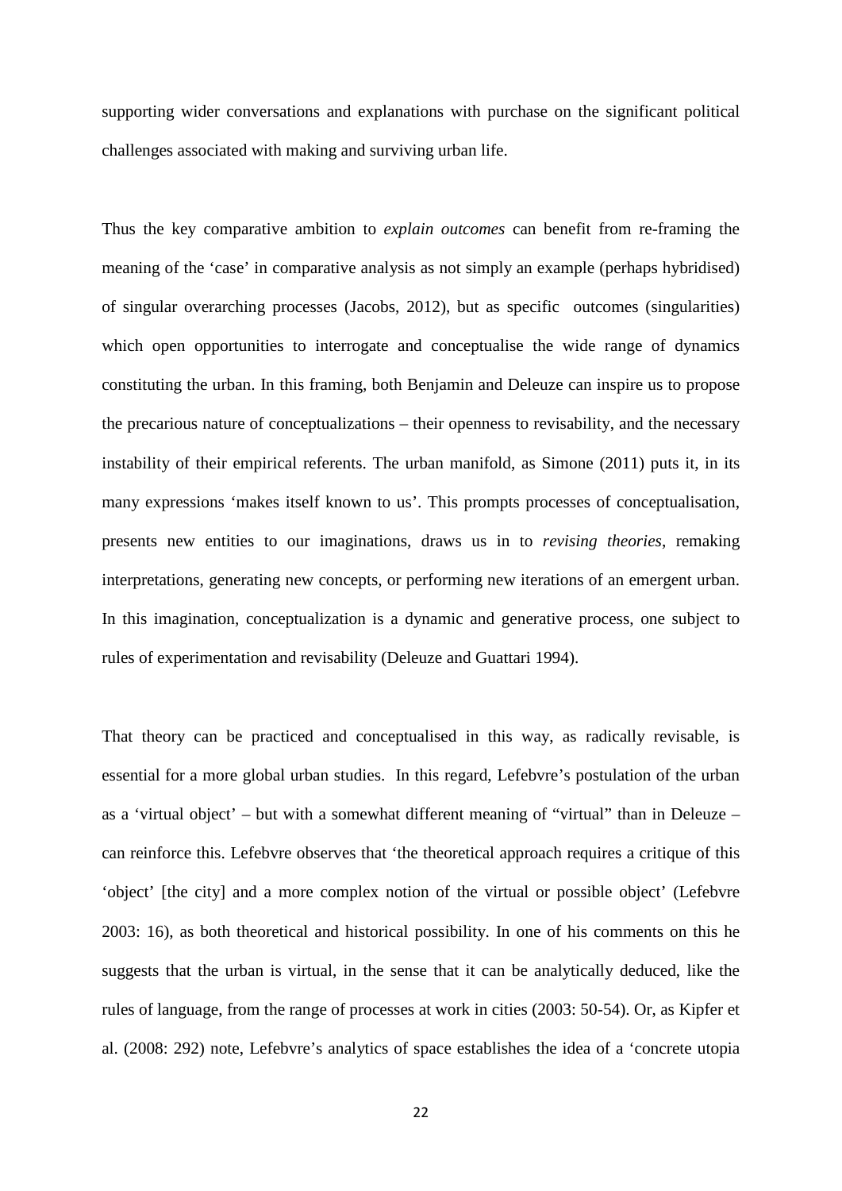supporting wider conversations and explanations with purchase on the significant political challenges associated with making and surviving urban life.

Thus the key comparative ambition to *explain outcomes* can benefit from re-framing the meaning of the 'case' in comparative analysis as not simply an example (perhaps hybridised) of singular overarching processes (Jacobs, 2012), but as specific outcomes (singularities) which open opportunities to interrogate and conceptualise the wide range of dynamics constituting the urban. In this framing, both Benjamin and Deleuze can inspire us to propose the precarious nature of conceptualizations – their openness to revisability, and the necessary instability of their empirical referents. The urban manifold, as Simone (2011) puts it, in its many expressions 'makes itself known to us'. This prompts processes of conceptualisation, presents new entities to our imaginations, draws us in to *revising theories*, remaking interpretations, generating new concepts, or performing new iterations of an emergent urban. In this imagination, conceptualization is a dynamic and generative process, one subject to rules of experimentation and revisability (Deleuze and Guattari 1994).

That theory can be practiced and conceptualised in this way, as radically revisable, is essential for a more global urban studies. In this regard, Lefebvre's postulation of the urban as a 'virtual object' – but with a somewhat different meaning of "virtual" than in Deleuze – can reinforce this. Lefebvre observes that 'the theoretical approach requires a critique of this 'object' [the city] and a more complex notion of the virtual or possible object' (Lefebvre 2003: 16), as both theoretical and historical possibility. In one of his comments on this he suggests that the urban is virtual, in the sense that it can be analytically deduced, like the rules of language, from the range of processes at work in cities (2003: 50-54). Or, as Kipfer et al. (2008: 292) note, Lefebvre's analytics of space establishes the idea of a 'concrete utopia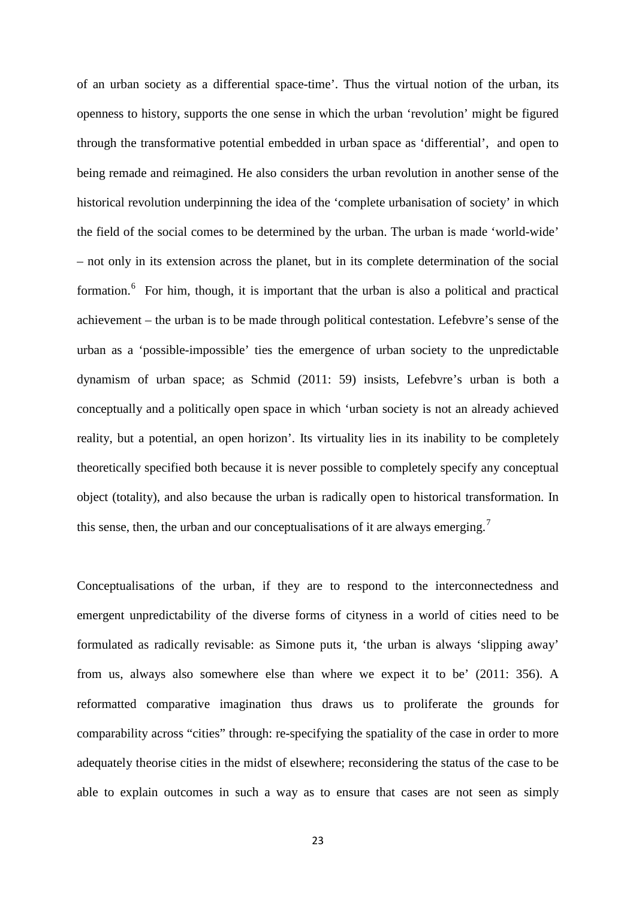of an urban society as a differential space-time'. Thus the virtual notion of the urban, its openness to history, supports the one sense in which the urban 'revolution' might be figured through the transformative potential embedded in urban space as 'differential', and open to being remade and reimagined. He also considers the urban revolution in another sense of the historical revolution underpinning the idea of the 'complete urbanisation of society' in which the field of the social comes to be determined by the urban. The urban is made 'world-wide' – not only in its extension across the planet, but in its complete determination of the social formation.[6] For him, though, it is important that the urban is also a political and practical achievement – the urban is to be made through political contestation. Lefebvre's sense of the urban as a 'possible-impossible' ties the emergence of urban society to the unpredictable dynamism of urban space; as Schmid (2011: 59) insists, Lefebvre's urban is both a conceptually and a politically open space in which 'urban society is not an already achieved reality, but a potential, an open horizon'. Its virtuality lies in its inability to be completely theoretically specified both because it is never possible to completely specify any conceptual object (totality), and also because the urban is radically open to historical transformation. In this sense, then, the urban and our conceptualisations of it are always emerging.[7]

Conceptualisations of the urban, if they are to respond to the interconnectedness and emergent unpredictability of the diverse forms of cityness in a world of cities need to be formulated as radically revisable: as Simone puts it, 'the urban is always 'slipping away' from us, always also somewhere else than where we expect it to be' (2011: 356). A reformatted comparative imagination thus draws us to proliferate the grounds for comparability across "cities" through: re-specifying the spatiality of the case in order to more adequately theorise cities in the midst of elsewhere; reconsidering the status of the case to be able to explain outcomes in such a way as to ensure that cases are not seen as simply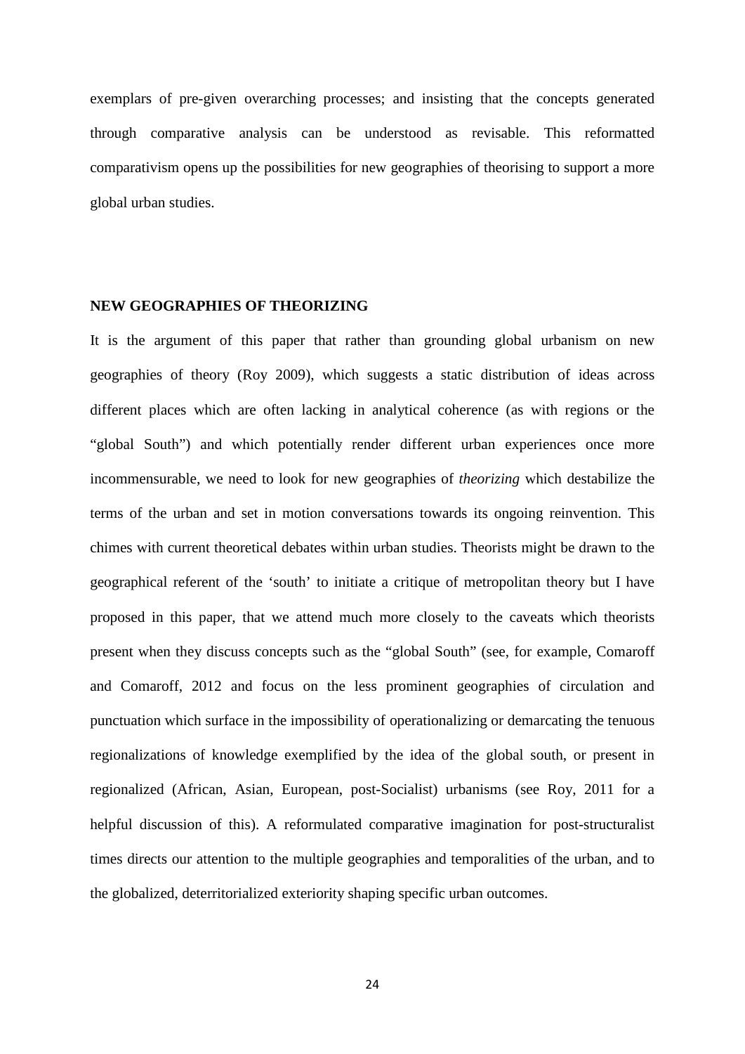exemplars of pre-given overarching processes; and insisting that the concepts generated through comparative analysis can be understood as revisable. This reformatted comparativism opens up the possibilities for new geographies of theorising to support a more global urban studies.

## NEW GEOGRAPHIES OF THEORIZING

It is the argument of this paper that rather than grounding global urbanism on new geographies of theory (Roy 2009), which suggests a static distribution of ideas across different places which are often lacking in analytical coherence (as with regions or the "global South") and which potentially render different urban experiences once more incommensurable, we need to look for new geographies of *theorizing* which destabilize the terms of the urban and set in motion conversations towards its ongoing reinvention. This chimes with current theoretical debates within urban studies. Theorists might be drawn to the geographical referent of the 'south' to initiate a critique of metropolitan theory but I have proposed in this paper, that we attend much more closely to the caveats which theorists present when they discuss concepts such as the "global South" (see, for example, Comaroff and Comaroff, 2012 and focus on the less prominent geographies of circulation and punctuation which surface in the impossibility of operationalizing or demarcating the tenuous regionalizations of knowledge exemplified by the idea of the global south, or present in regionalized (African, Asian, European, post-Socialist) urbanisms (see Roy, 2011 for a helpful discussion of this). A reformulated comparative imagination for post-structuralist times directs our attention to the multiple geographies and temporalities of the urban, and to the globalized, deterritorialized exteriority shaping specific urban outcomes.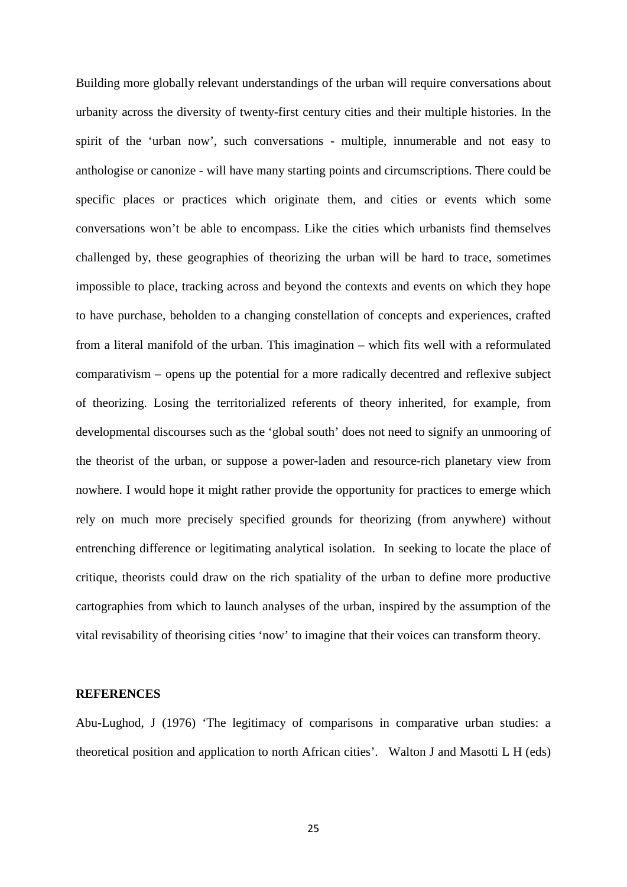Building more globally relevant understandings of the urban will require conversations about urbanity across the diversity of twenty-first century cities and their multiple histories. In the spirit of the 'urban now', such conversations - multiple, innumerable and not easy to anthologise or canonize - will have many starting points and circumscriptions. There could be specific places or practices which originate them, and cities or events which some conversations won't be able to encompass. Like the cities which urbanists find themselves challenged by, these geographies of theorizing the urban will be hard to trace, sometimes impossible to place, tracking across and beyond the contexts and events on which they hope to have purchase, beholden to a changing constellation of concepts and experiences, crafted from a literal manifold of the urban. This imagination – which fits well with a reformulated comparativism – opens up the potential for a more radically decentred and reflexive subject of theorizing. Losing the territorialized referents of theory inherited, for example, from developmental discourses such as the 'global south' does not need to signify an unmooring of the theorist of the urban, or suppose a power-laden and resource-rich planetary view from nowhere. I would hope it might rather provide the opportunity for practices to emerge which rely on much more precisely specified grounds for theorizing (from anywhere) without entrenching difference or legitimating analytical isolation. In seeking to locate the place of critique, theorists could draw on the rich spatiality of the urban to define more productive cartographies from which to launch analyses of the urban, inspired by the assumption of the vital revisability of theorising cities 'now' to imagine that their voices can transform theory.

**REFERENCES**

Abu-Lughod, J (1976) 'The legitimacy of comparisons in comparative urban studies: a theoretical position and application to north African cities'. Walton J and Masotti L H (eds)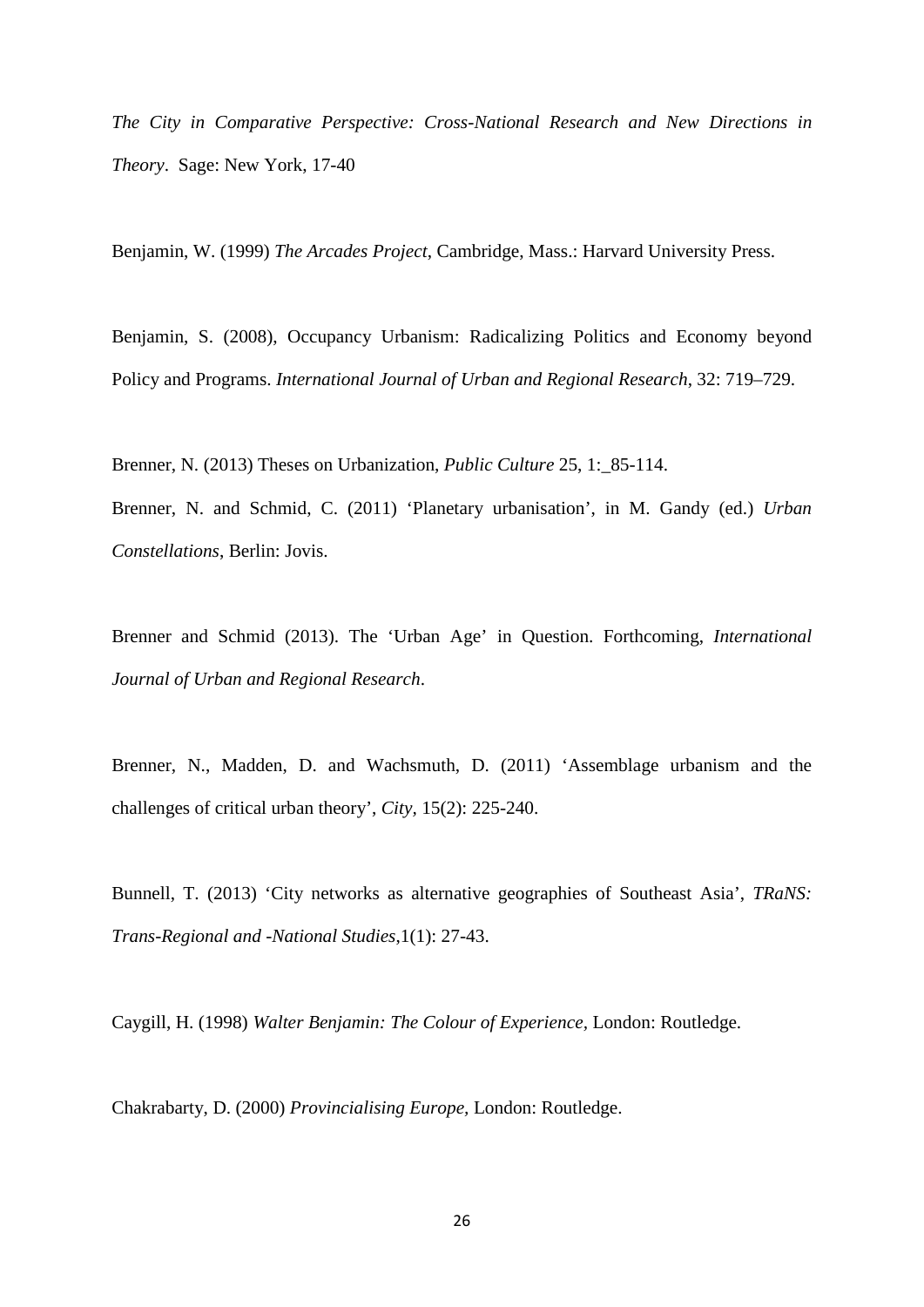*The City in Comparative Perspective: Cross-National Research and New Directions in Theory*. Sage: New York, 17-40

Benjamin, W. (1999) *The Arcades Project*, Cambridge, Mass.: Harvard University Press.

Benjamin, S. (2008), Occupancy Urbanism: Radicalizing Politics and Economy beyond Policy and Programs. *International Journal of Urban and Regional Research*, 32: 719–729.

Brenner, N. (2013) Theses on Urbanization, *Public Culture* 25, 1:_85-114.

Brenner, N. and Schmid, C. (2011) 'Planetary urbanisation', in M. Gandy (ed.) *Urban Constellations*, Berlin: Jovis.

Brenner and Schmid (2013). The 'Urban Age' in Question. Forthcoming, *International Journal of Urban and Regional Research*.

Brenner, N., Madden, D. and Wachsmuth, D. (2011) 'Assemblage urbanism and the challenges of critical urban theory', *City*, 15(2): 225-240.

Bunnell, T. (2013) 'City networks as alternative geographies of Southeast Asia', *TRaNS: Trans-Regional and -National Studies*,1(1): 27-43.

Caygill, H. (1998) *Walter Benjamin: The Colour of Experience*, London: Routledge.

Chakrabarty, D. (2000) *Provincialising Europe*, London: Routledge.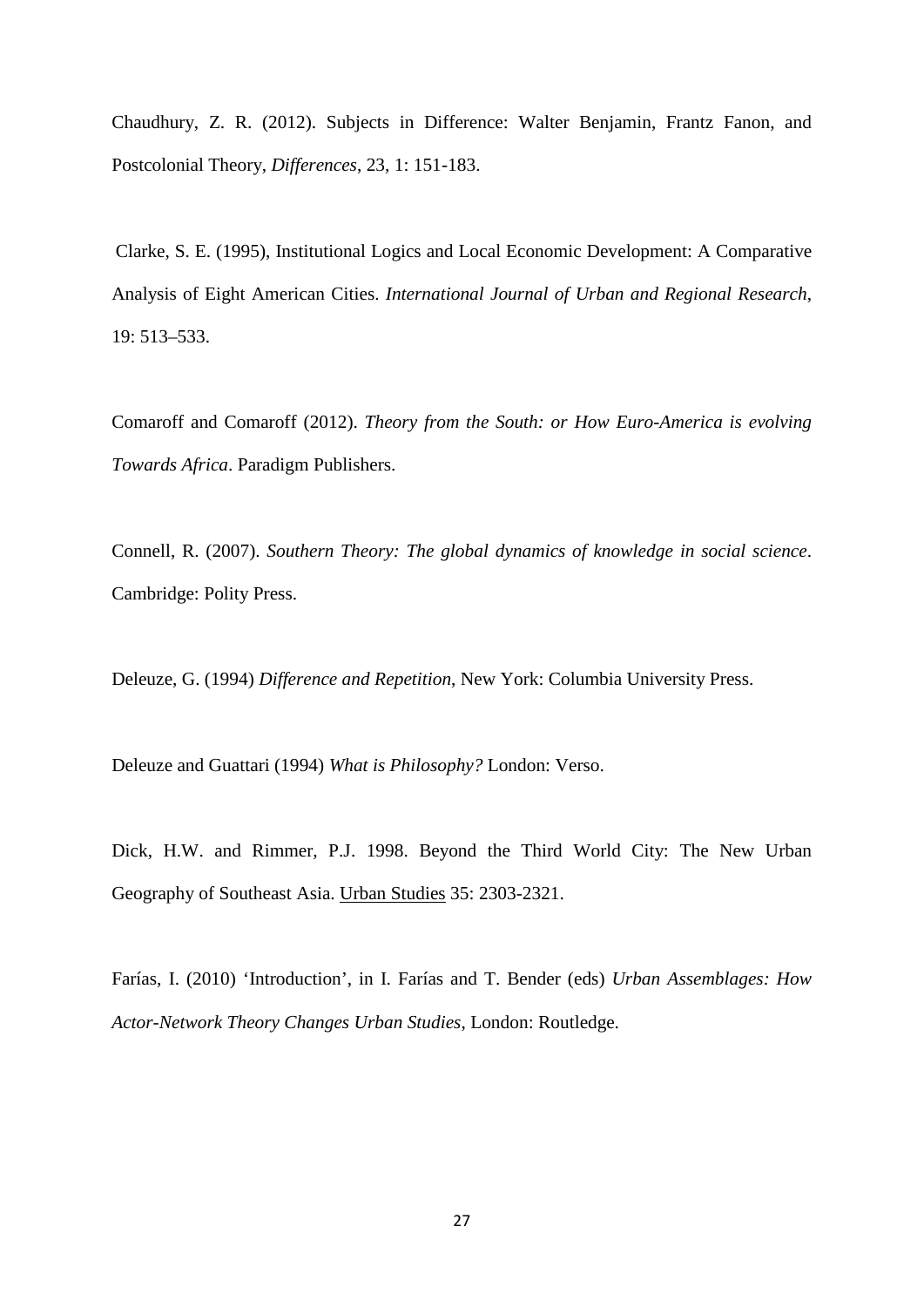Chaudhury, Z. R. (2012). Subjects in Difference: Walter Benjamin, Frantz Fanon, and Postcolonial Theory, *Differences*, 23, 1: 151-183.

Clarke, S. E. (1995), Institutional Logics and Local Economic Development: A Comparative Analysis of Eight American Cities. *International Journal of Urban and Regional Research*, 19: 513–533.

Comaroff and Comaroff (2012). *Theory from the South: or How Euro-America is evolving Towards Africa*. Paradigm Publishers.

Connell, R. (2007). *Southern Theory: The global dynamics of knowledge in social science*. Cambridge: Polity Press.

Deleuze, G. (1994) *Difference and Repetition*, New York: Columbia University Press.

Deleuze and Guattari (1994) *What is Philosophy?* London: Verso.

Dick, H.W. and Rimmer, P.J. 1998. Beyond the Third World City: The New Urban Geography of Southeast Asia. Urban Studies 35: 2303-2321.

Farías, I. (2010) 'Introduction', in I. Farías and T. Bender (eds) *Urban Assemblages: How Actor-Network Theory Changes Urban Studies*, London: Routledge.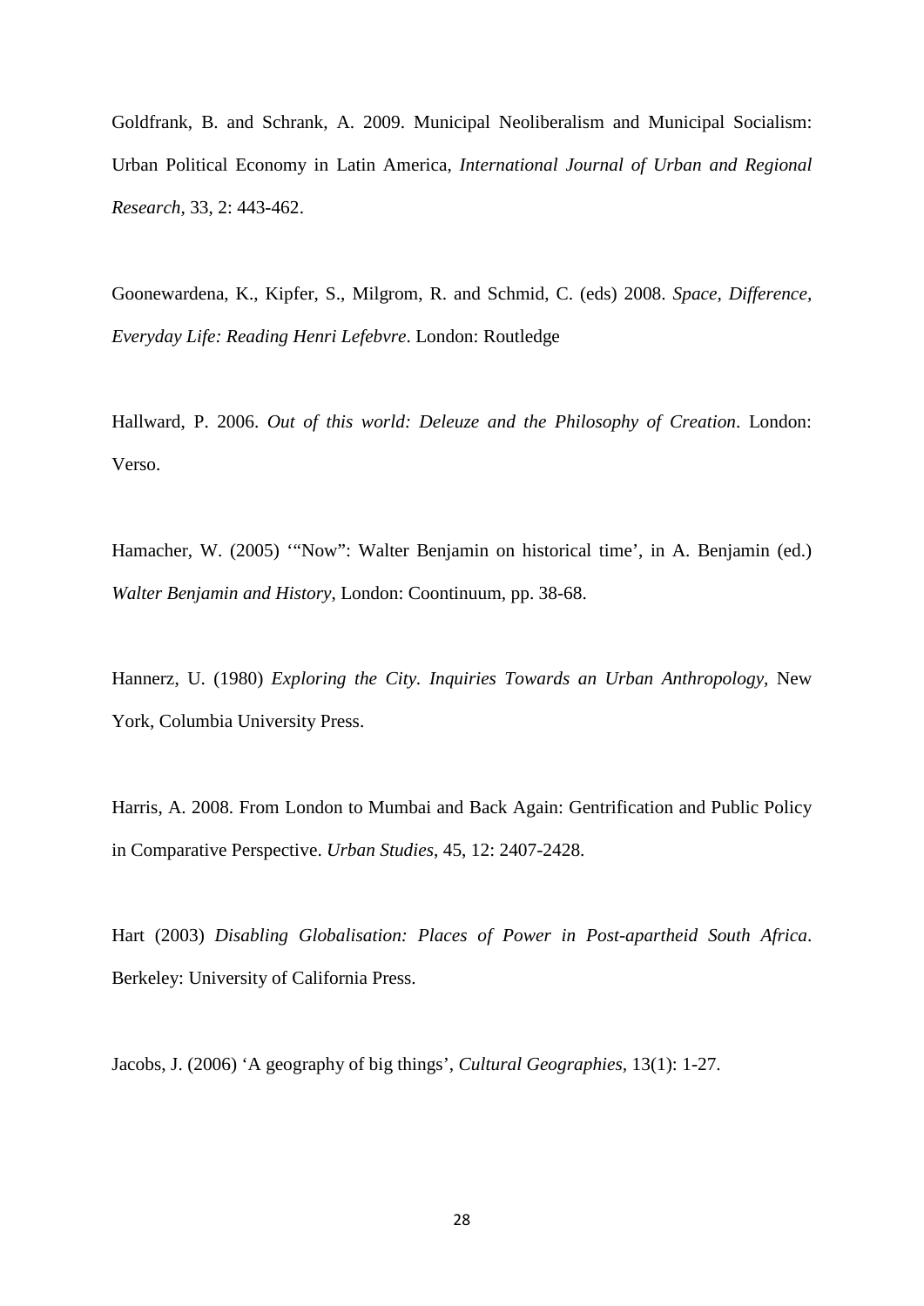Goldfrank, B. and Schrank, A. 2009. Municipal Neoliberalism and Municipal Socialism: Urban Political Economy in Latin America, *International Journal of Urban and Regional Research*, 33, 2: 443-462.

Goonewardena, K., Kipfer, S., Milgrom, R. and Schmid, C. (eds) 2008. *Space, Difference, Everyday Life: Reading Henri Lefebvre*. London: Routledge

Hallward, P. 2006. *Out of this world: Deleuze and the Philosophy of Creation*. London: Verso.

Hamacher, W. (2005) '"Now": Walter Benjamin on historical time', in A. Benjamin (ed.) *Walter Benjamin and History*, London: Coontinuum, pp. 38-68.

Hannerz, U. (1980) *Exploring the City. Inquiries Towards an Urban Anthropology*, New York, Columbia University Press.

Harris, A. 2008. From London to Mumbai and Back Again: Gentrification and Public Policy in Comparative Perspective. *Urban Studies*, 45, 12: 2407-2428.

Hart (2003) *Disabling Globalisation: Places of Power in Post-apartheid South Africa*. Berkeley: University of California Press.

Jacobs, J. (2006) 'A geography of big things', *Cultural Geographies*, 13(1): 1-27.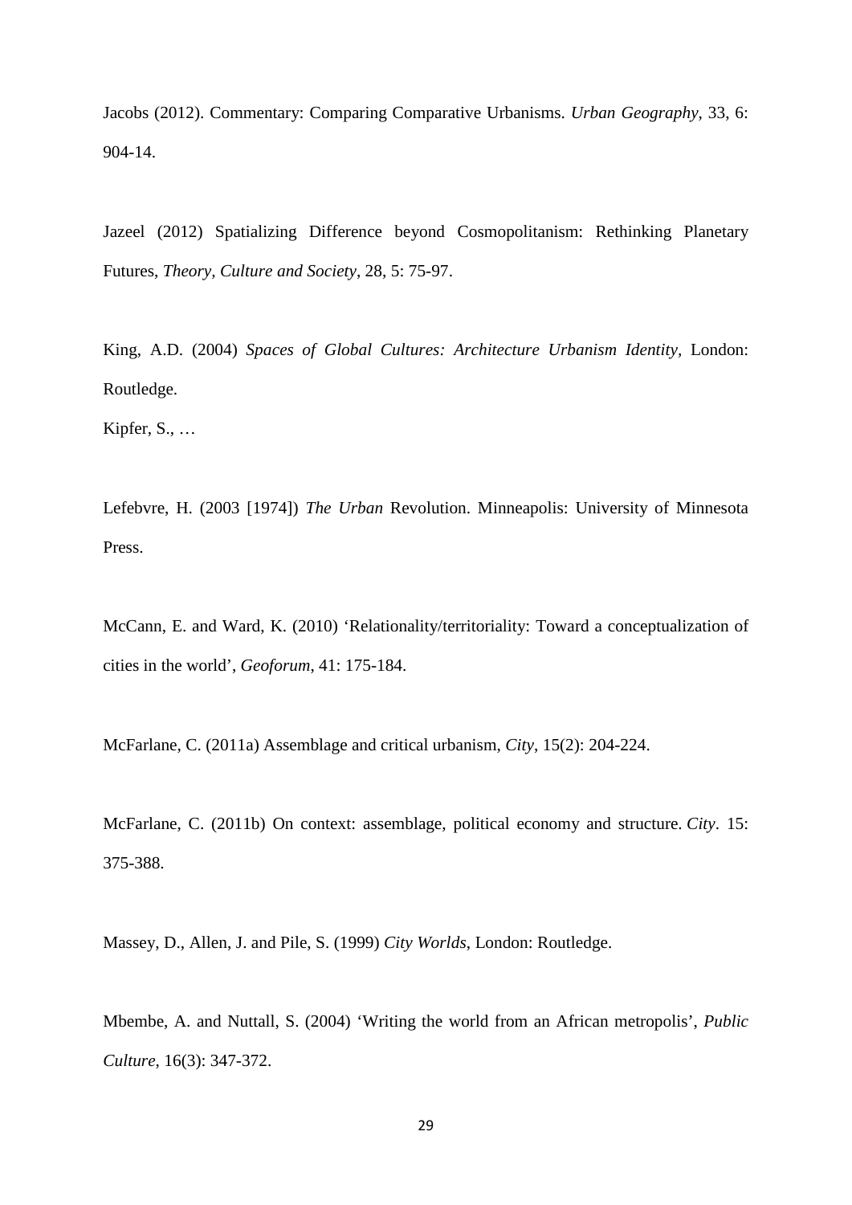Jacobs (2012). Commentary: Comparing Comparative Urbanisms. *Urban Geography*, 33, 6: 904-14.

Jazeel (2012) Spatializing Difference beyond Cosmopolitanism: Rethinking Planetary Futures, *Theory, Culture and Society*, 28, 5: 75-97.

King, A.D. (2004) *Spaces of Global Cultures: Architecture Urbanism Identity*, London: Routledge.

Kipfer, S., …

Lefebvre, H. (2003 [1974]) *The Urban* Revolution. Minneapolis: University of Minnesota Press.

McCann, E. and Ward, K. (2010) 'Relationality/territoriality: Toward a conceptualization of cities in the world', *Geoforum*, 41: 175-184.

McFarlane, C. (2011a) Assemblage and critical urbanism, *City*, 15(2): 204-224.

McFarlane, C. (2011b) On context: assemblage, political economy and structure. *City*. 15: 375-388.

Massey, D., Allen, J. and Pile, S. (1999) *City Worlds*, London: Routledge.

Mbembe, A. and Nuttall, S. (2004) 'Writing the world from an African metropolis', *Public Culture*, 16(3): 347-372.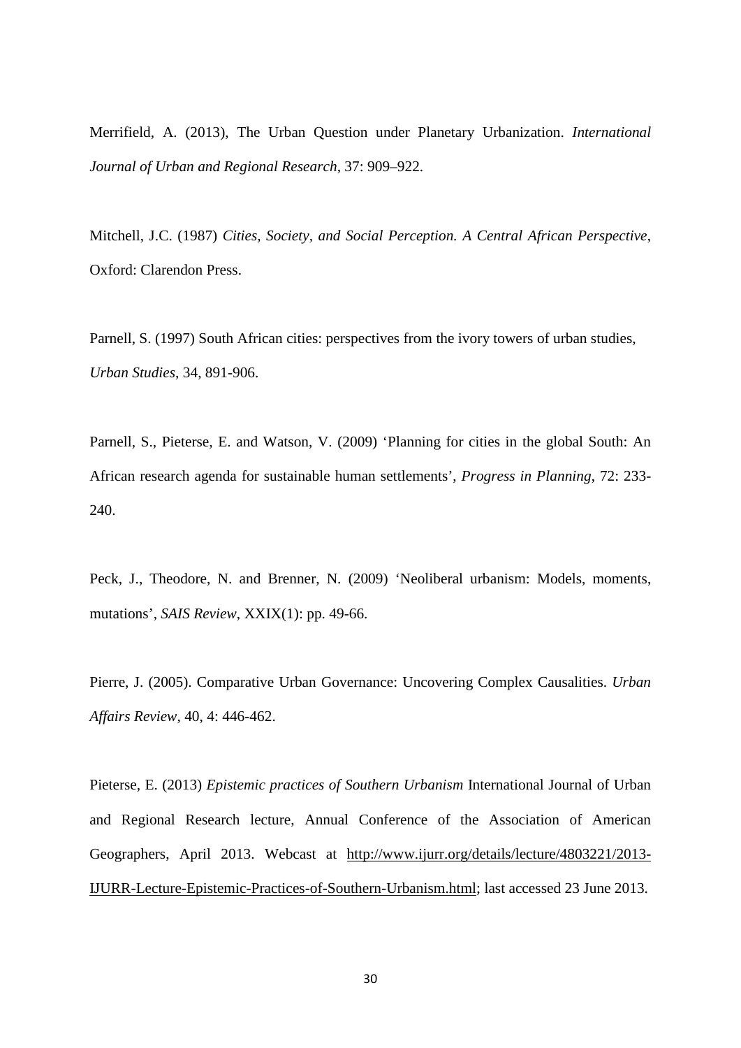Merrifield, A. (2013), The Urban Question under Planetary Urbanization. *International Journal of Urban and Regional Research*, 37: 909–922.

Mitchell, J.C. (1987) *Cities, Society, and Social Perception. A Central African Perspective*, Oxford: Clarendon Press.

Parnell, S. (1997) South African cities: perspectives from the ivory towers of urban studies, *Urban Studies*, 34, 891-906.

Parnell, S., Pieterse, E. and Watson, V. (2009) 'Planning for cities in the global South: An African research agenda for sustainable human settlements', *Progress in Planning*, 72: 233-240.

Peck, J., Theodore, N. and Brenner, N. (2009) 'Neoliberal urbanism: Models, moments, mutations', *SAIS Review*, XXIX(1): pp. 49-66.

Pierre, J. (2005). Comparative Urban Governance: Uncovering Complex Causalities. *Urban Affairs Review*, 40, 4: 446-462.

Pieterse, E. (2013) *Epistemic practices of Southern Urbanism* International Journal of Urban and Regional Research lecture, Annual Conference of the Association of American Geographers, April 2013. Webcast at http://www.ijurr.org/details/lecture/4803221/2013-IJURR-Lecture-Epistemic-Practices-of-Southern-Urbanism.html; last accessed 23 June 2013.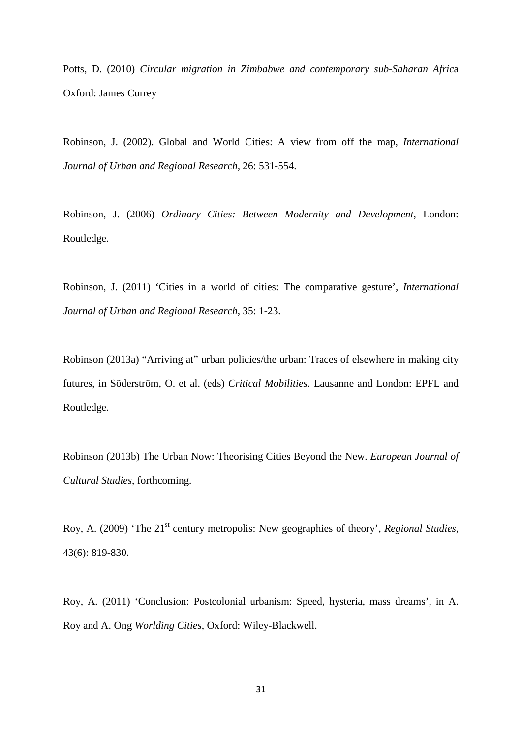Potts, D. (2010) *Circular migration in Zimbabwe and contemporary sub-Saharan Afric*a Oxford: James Currey

Robinson, J. (2002). Global and World Cities: A view from off the map, *International Journal of Urban and Regional Research*, 26: 531-554.

Robinson, J. (2006) *Ordinary Cities: Between Modernity and Development*, London: Routledge.

Robinson, J. (2011) 'Cities in a world of cities: The comparative gesture', *International Journal of Urban and Regional Research*, 35: 1-23.

Robinson (2013a) "Arriving at" urban policies/the urban: Traces of elsewhere in making city futures, in Söderström, O. et al. (eds) *Critical Mobilities*. Lausanne and London: EPFL and Routledge.

Robinson (2013b) The Urban Now: Theorising Cities Beyond the New. *European Journal of Cultural Studies*, forthcoming.

Roy, A. (2009) 'The 21st century metropolis: New geographies of theory', *Regional Studies*, 43(6): 819-830.

Roy, A. (2011) 'Conclusion: Postcolonial urbanism: Speed, hysteria, mass dreams', in A. Roy and A. Ong *Worlding Cities*, Oxford: Wiley-Blackwell.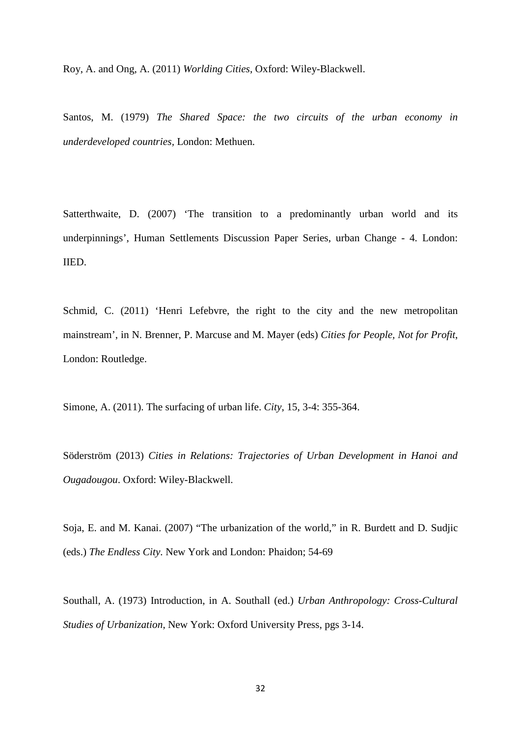Roy, A. and Ong, A. (2011) *Worlding Cities*, Oxford: Wiley-Blackwell.

Santos, M. (1979) *The Shared Space: the two circuits of the urban economy in underdeveloped countries*, London: Methuen.

Satterthwaite, D. (2007) 'The transition to a predominantly urban world and its underpinnings', Human Settlements Discussion Paper Series, urban Change - 4. London: IIED.

Schmid, C. (2011) 'Henri Lefebvre, the right to the city and the new metropolitan mainstream', in N. Brenner, P. Marcuse and M. Mayer (eds) *Cities for People, Not for Profit*, London: Routledge.

Simone, A. (2011). The surfacing of urban life. *City*, 15, 3-4: 355-364.

Söderström (2013) *Cities in Relations: Trajectories of Urban Development in Hanoi and Ougadougou*. Oxford: Wiley-Blackwell.

Soja, E. and M. Kanai. (2007) "The urbanization of the world," in R. Burdett and D. Sudjic (eds.) *The Endless City*. New York and London: Phaidon; 54-69

Southall, A. (1973) Introduction, in A. Southall (ed.) *Urban Anthropology: Cross-Cultural Studies of Urbanization*, New York: Oxford University Press, pgs 3-14.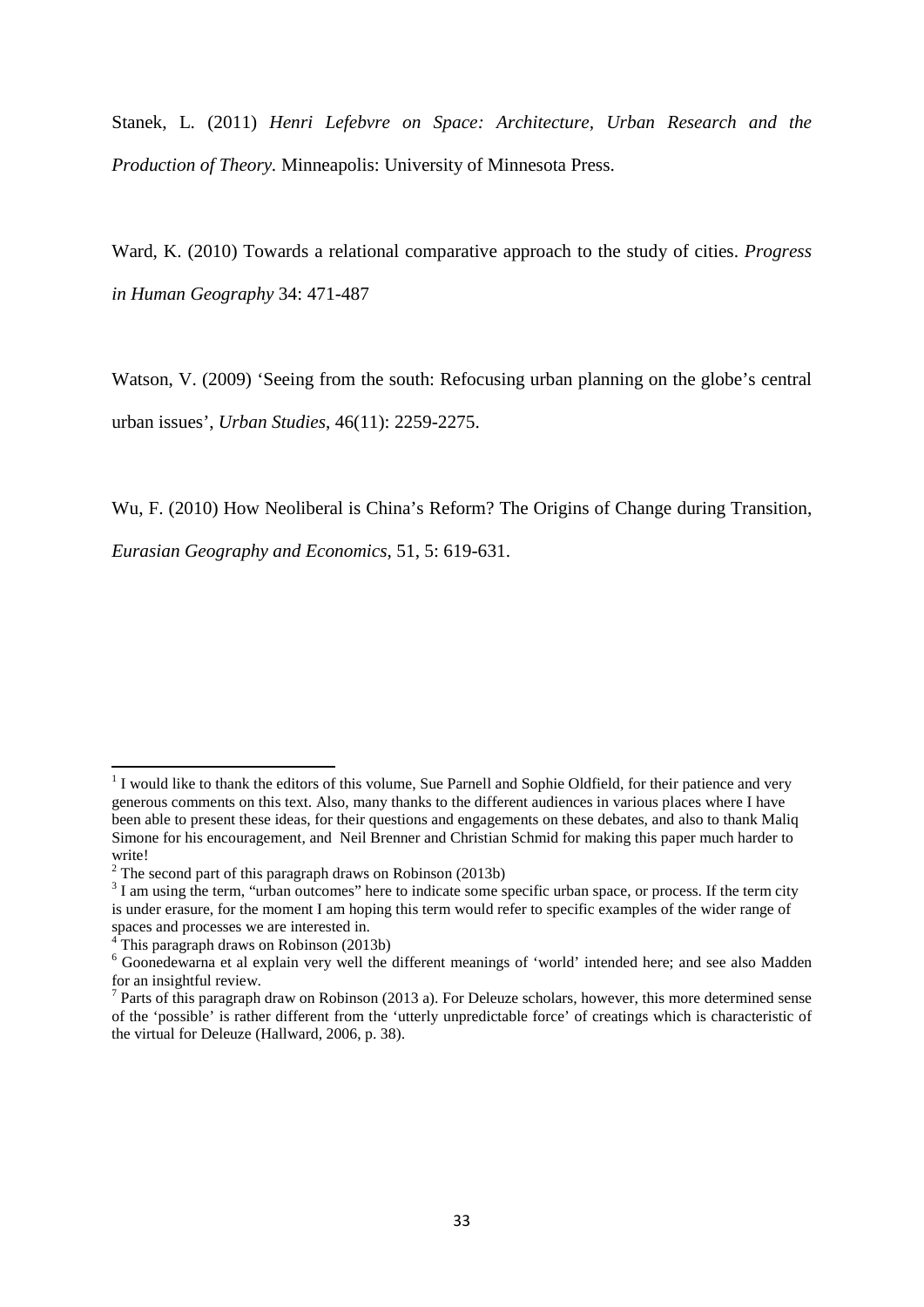Stanek, L. (2011) *Henri Lefebvre on Space: Architecture, Urban Research and the Production of Theory.* Minneapolis: University of Minnesota Press.

Ward, K. (2010) Towards a relational comparative approach to the study of cities. *Progress in Human Geography* 34: 471-487

Watson, V. (2009) 'Seeing from the south: Refocusing urban planning on the globe's central urban issues', *Urban Studies*, 46(11): 2259-2275.

Wu, F. (2010) How Neoliberal is China's Reform? The Origins of Change during Transition, *Eurasian Geography and Economics*, 51, 5: 619-631.

---

[1] I would like to thank the editors of this volume, Sue Parnell and Sophie Oldfield, for their patience and very generous comments on this text. Also, many thanks to the different audiences in various places where I have been able to present these ideas, for their questions and engagements on these debates, and also to thank Maliq Simone for his encouragement, and Neil Brenner and Christian Schmid for making this paper much harder to write!

[2] The second part of this paragraph draws on Robinson (2013b)

[3] I am using the term, "urban outcomes" here to indicate some specific urban space, or process. If the term city is under erasure, for the moment I am hoping this term would refer to specific examples of the wider range of spaces and processes we are interested in.

[4] This paragraph draws on Robinson (2013b)

[6] Goonedewarna et al explain very well the different meanings of 'world' intended here; and see also Madden for an insightful review.

[7] Parts of this paragraph draw on Robinson (2013 a). For Deleuze scholars, however, this more determined sense of the 'possible' is rather different from the 'utterly unpredictable force' of creatings which is characteristic of the virtual for Deleuze (Hallward, 2006, p. 38).